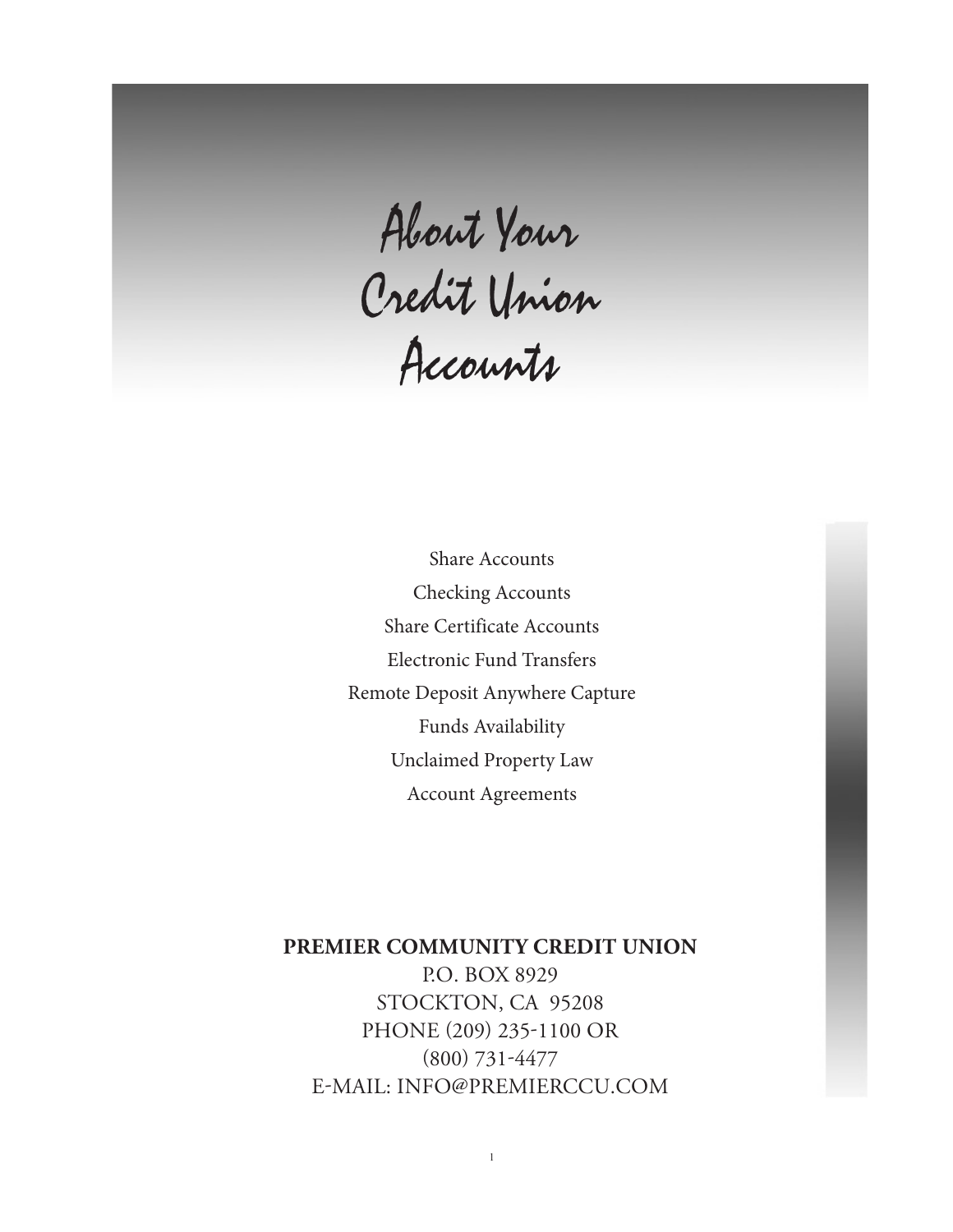# About Your Credit Union Accounts

Share Accounts

Checking Accounts

Share Certificate Accounts

Electronic Fund Transfers

Remote Deposit Anywhere Capture

Funds Availability

Unclaimed Property Law

Account Agreements

**PREMIER COMMUNITY CREDIT UNION**

P.O. BOX 8929

STOCKTON, CA 95208

PHONE (209) 235-1100 OR

(800) 731-4477

E-MAIL: INFO@PREMIERCCU.COM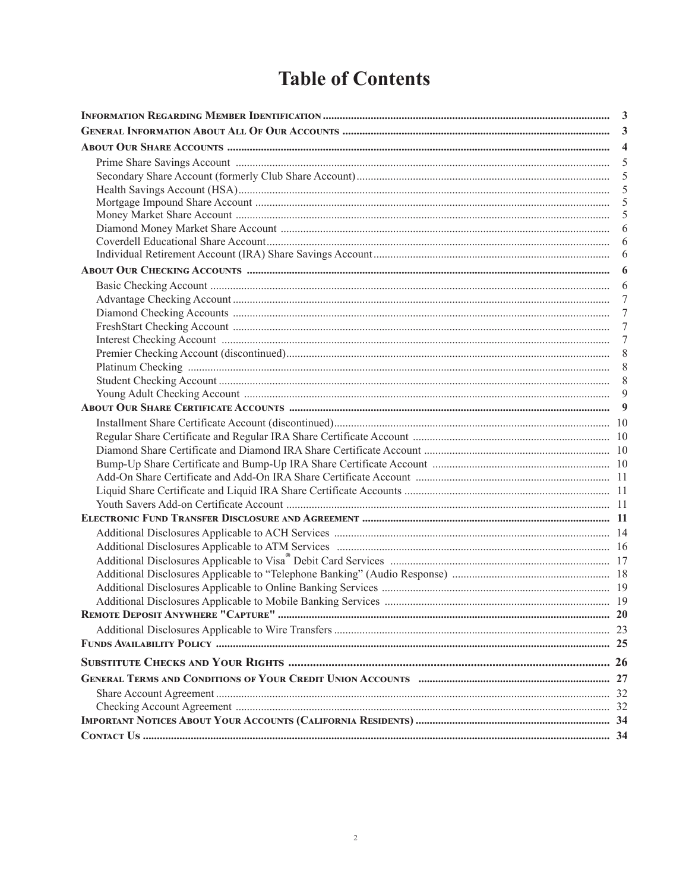# Table of Contents

| | |
|---|---|
| **Information Regarding Member Identification** | **3** |
| **General Information About All Of Our Accounts** | **3** |
| **About Our Share Accounts** | **4** |
| Prime Share Savings Account | 5 |
| Secondary Share Account (formerly Club Share Account) | 5 |
| Health Savings Account (HSA) | 5 |
| Mortgage Impound Share Account | 5 |
| Money Market Share Account | 5 |
| Diamond Money Market Share Account | 6 |
| Coverdell Educational Share Account | 6 |
| Individual Retirement Account (IRA) Share Savings Account | 6 |
| **About Our Checking Accounts** | **6** |
| Basic Checking Account | 6 |
| Advantage Checking Account | 7 |
| Diamond Checking Accounts | 7 |
| FreshStart Checking Account | 7 |
| Interest Checking Account | 7 |
| Premier Checking Account (discontinued) | 8 |
| Platinum Checking | 8 |
| Student Checking Account | 8 |
| Young Adult Checking Account | 9 |
| **About Our Share Certificate Accounts** | **9** |
| Installment Share Certificate Account (discontinued) | 10 |
| Regular Share Certificate and Regular IRA Share Certificate Account | 10 |
| Diamond Share Certificate and Diamond IRA Share Certificate Account | 10 |
| Bump-Up Share Certificate and Bump-Up IRA Share Certificate Account | 10 |
| Add-On Share Certificate and Add-On IRA Share Certificate Account | 11 |
| Liquid Share Certificate and Liquid IRA Share Certificate Accounts | 11 |
| Youth Savers Add-on Certificate Account | 11 |
| **Electronic Fund Transfer Disclosure and Agreement** | **11** |
| Additional Disclosures Applicable to ACH Services | 14 |
| Additional Disclosures Applicable to ATM Services | 16 |
| Additional Disclosures Applicable to Visa® Debit Card Services | 17 |
| Additional Disclosures Applicable to "Telephone Banking" (Audio Response) | 18 |
| Additional Disclosures Applicable to Online Banking Services | 19 |
| Additional Disclosures Applicable to Mobile Banking Services | 19 |
| **Remote Deposit Anywhere "Capture"** | **20** |
| Additional Disclosures Applicable to Wire Transfers | 23 |
| **Funds Availability Policy** | **25** |
| **Substitute Checks and Your Rights** | **26** |
| **General Terms and Conditions of Your Credit Union Accounts** | **27** |
| Share Account Agreement | 32 |
| Checking Account Agreement | 32 |
| **Important Notices About Your Accounts (California Residents)** | **34** |
| **Contact Us** | **34** |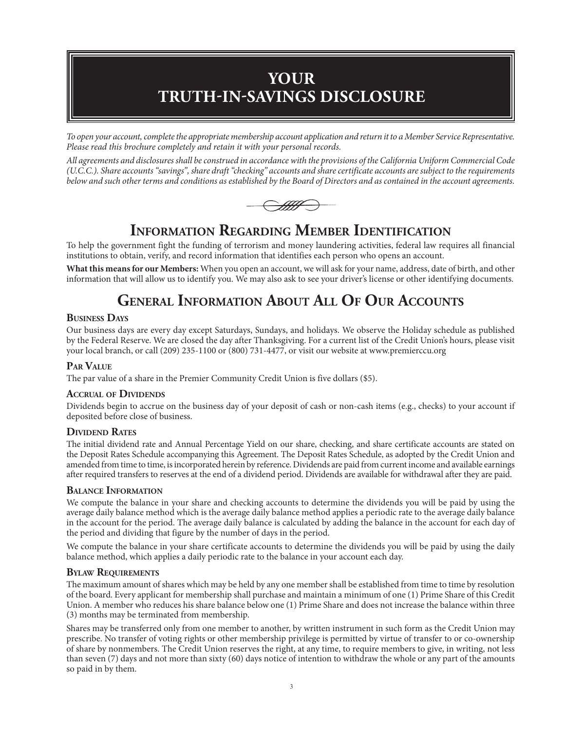# YOUR TRUTH-IN-SAVINGS DISCLOSURE

*To open your account, complete the appropriate membership account application and return it to a Member Service Representative. Please read this brochure completely and retain it with your personal records.*

*All agreements and disclosures shall be construed in accordance with the provisions of the California Uniform Commercial Code (U.C.C.). Share accounts "savings", share draft "checking" accounts and share certificate accounts are subject to the requirements below and such other terms and conditions as established by the Board of Directors and as contained in the account agreements.*

## Information Regarding Member Identification

To help the government fight the funding of terrorism and money laundering activities, federal law requires all financial institutions to obtain, verify, and record information that identifies each person who opens an account.

**What this means for our Members:** When you open an account, we will ask for your name, address, date of birth, and other information that will allow us to identify you. We may also ask to see your driver's license or other identifying documents.

## General Information About All Of Our Accounts

### Business Days

Our business days are every day except Saturdays, Sundays, and holidays. We observe the Holiday schedule as published by the Federal Reserve. We are closed the day after Thanksgiving. For a current list of the Credit Union's hours, please visit your local branch, or call (209) 235-1100 or (800) 731-4477, or visit our website at www.premierccu.org

### Par Value

The par value of a share in the Premier Community Credit Union is five dollars ($5).

### Accrual of Dividends

Dividends begin to accrue on the business day of your deposit of cash or non-cash items (e.g., checks) to your account if deposited before close of business.

### Dividend Rates

The initial dividend rate and Annual Percentage Yield on our share, checking, and share certificate accounts are stated on the Deposit Rates Schedule accompanying this Agreement. The Deposit Rates Schedule, as adopted by the Credit Union and amended from time to time, is incorporated herein by reference. Dividends are paid from current income and available earnings after required transfers to reserves at the end of a dividend period. Dividends are available for withdrawal after they are paid.

### Balance Information

We compute the balance in your share and checking accounts to determine the dividends you will be paid by using the average daily balance method which is the average daily balance method applies a periodic rate to the average daily balance in the account for the period. The average daily balance is calculated by adding the balance in the account for each day of the period and dividing that figure by the number of days in the period.

We compute the balance in your share certificate accounts to determine the dividends you will be paid by using the daily balance method, which applies a daily periodic rate to the balance in your account each day.

### Bylaw Requirements

The maximum amount of shares which may be held by any one member shall be established from time to time by resolution of the board. Every applicant for membership shall purchase and maintain a minimum of one (1) Prime Share of this Credit Union. A member who reduces his share balance below one (1) Prime Share and does not increase the balance within three (3) months may be terminated from membership.

Shares may be transferred only from one member to another, by written instrument in such form as the Credit Union may prescribe. No transfer of voting rights or other membership privilege is permitted by virtue of transfer to or co-ownership of share by nonmembers. The Credit Union reserves the right, at any time, to require members to give, in writing, not less than seven (7) days and not more than sixty (60) days notice of intention to withdraw the whole or any part of the amounts so paid in by them.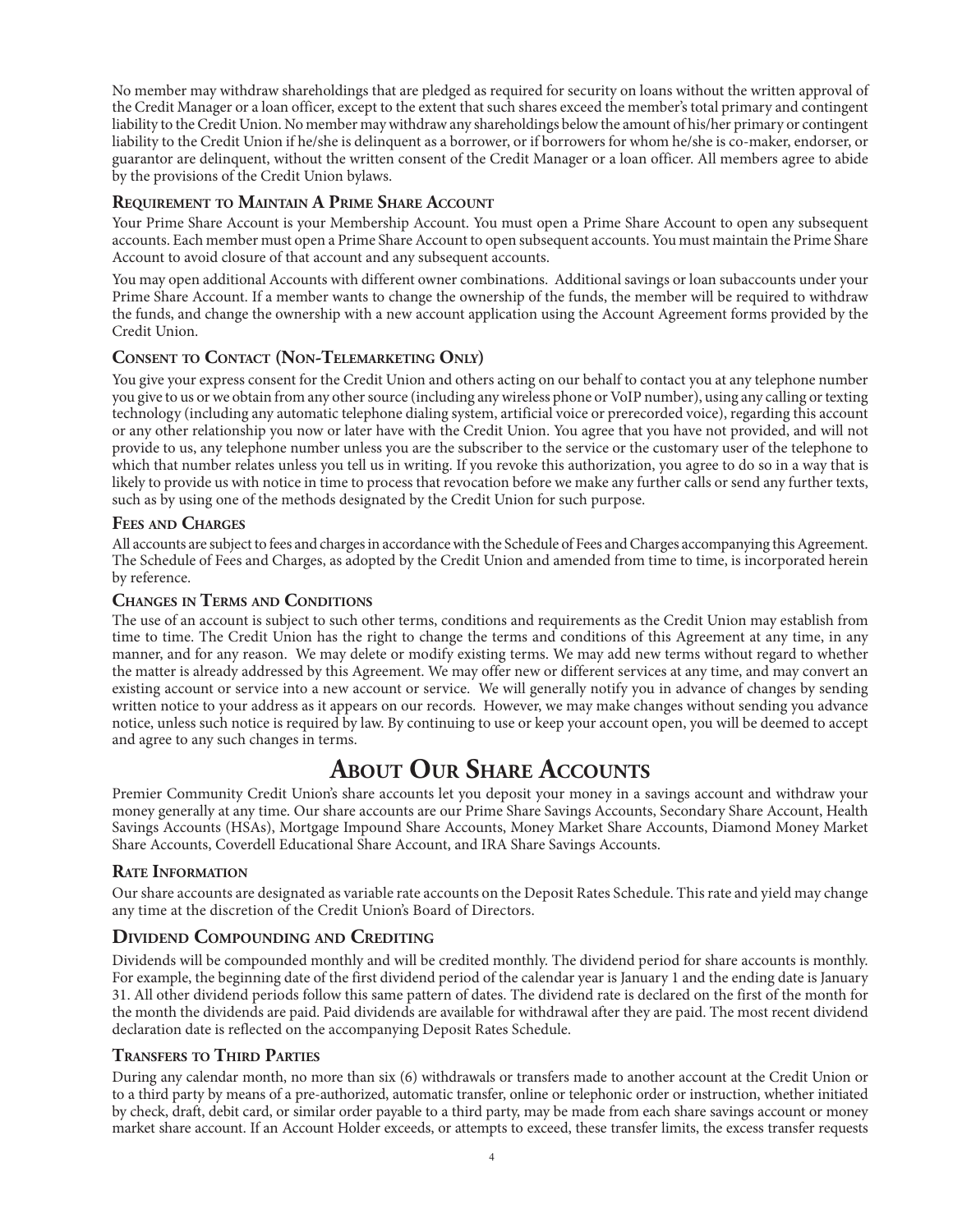No member may withdraw shareholdings that are pledged as required for security on loans without the written approval of the Credit Manager or a loan officer, except to the extent that such shares exceed the member's total primary and contingent liability to the Credit Union. No member may withdraw any shareholdings below the amount of his/her primary or contingent liability to the Credit Union if he/she is delinquent as a borrower, or if borrowers for whom he/she is co-maker, endorser, or guarantor are delinquent, without the written consent of the Credit Manager or a loan officer. All members agree to abide by the provisions of the Credit Union bylaws.

### Requirement to Maintain A Prime Share Account

Your Prime Share Account is your Membership Account. You must open a Prime Share Account to open any subsequent accounts. Each member must open a Prime Share Account to open subsequent accounts. You must maintain the Prime Share Account to avoid closure of that account and any subsequent accounts.

You may open additional Accounts with different owner combinations. Additional savings or loan subaccounts under your Prime Share Account. If a member wants to change the ownership of the funds, the member will be required to withdraw the funds, and change the ownership with a new account application using the Account Agreement forms provided by the Credit Union.

### Consent to Contact (Non-Telemarketing Only)

You give your express consent for the Credit Union and others acting on our behalf to contact you at any telephone number you give to us or we obtain from any other source (including any wireless phone or VoIP number), using any calling or texting technology (including any automatic telephone dialing system, artificial voice or prerecorded voice), regarding this account or any other relationship you now or later have with the Credit Union. You agree that you have not provided, and will not provide to us, any telephone number unless you are the subscriber to the service or the customary user of the telephone to which that number relates unless you tell us in writing. If you revoke this authorization, you agree to do so in a way that is likely to provide us with notice in time to process that revocation before we make any further calls or send any further texts, such as by using one of the methods designated by the Credit Union for such purpose.

### Fees and Charges

All accounts are subject to fees and charges in accordance with the Schedule of Fees and Charges accompanying this Agreement. The Schedule of Fees and Charges, as adopted by the Credit Union and amended from time to time, is incorporated herein by reference.

### Changes in Terms and Conditions

The use of an account is subject to such other terms, conditions and requirements as the Credit Union may establish from time to time. The Credit Union has the right to change the terms and conditions of this Agreement at any time, in any manner, and for any reason. We may delete or modify existing terms. We may add new terms without regard to whether the matter is already addressed by this Agreement. We may offer new or different services at any time, and may convert an existing account or service into a new account or service. We will generally notify you in advance of changes by sending written notice to your address as it appears on our records. However, we may make changes without sending you advance notice, unless such notice is required by law. By continuing to use or keep your account open, you will be deemed to accept and agree to any such changes in terms.

## About Our Share Accounts

Premier Community Credit Union's share accounts let you deposit your money in a savings account and withdraw your money generally at any time. Our share accounts are our Prime Share Savings Accounts, Secondary Share Account, Health Savings Accounts (HSAs), Mortgage Impound Share Accounts, Money Market Share Accounts, Diamond Money Market Share Accounts, Coverdell Educational Share Account, and IRA Share Savings Accounts.

### Rate Information

Our share accounts are designated as variable rate accounts on the Deposit Rates Schedule. This rate and yield may change any time at the discretion of the Credit Union's Board of Directors.

### Dividend Compounding and Crediting

Dividends will be compounded monthly and will be credited monthly. The dividend period for share accounts is monthly. For example, the beginning date of the first dividend period of the calendar year is January 1 and the ending date is January 31. All other dividend periods follow this same pattern of dates. The dividend rate is declared on the first of the month for the month the dividends are paid. Paid dividends are available for withdrawal after they are paid. The most recent dividend declaration date is reflected on the accompanying Deposit Rates Schedule.

### Transfers to Third Parties

During any calendar month, no more than six (6) withdrawals or transfers made to another account at the Credit Union or to a third party by means of a pre-authorized, automatic transfer, online or telephonic order or instruction, whether initiated by check, draft, debit card, or similar order payable to a third party, may be made from each share savings account or money market share account. If an Account Holder exceeds, or attempts to exceed, these transfer limits, the excess transfer requests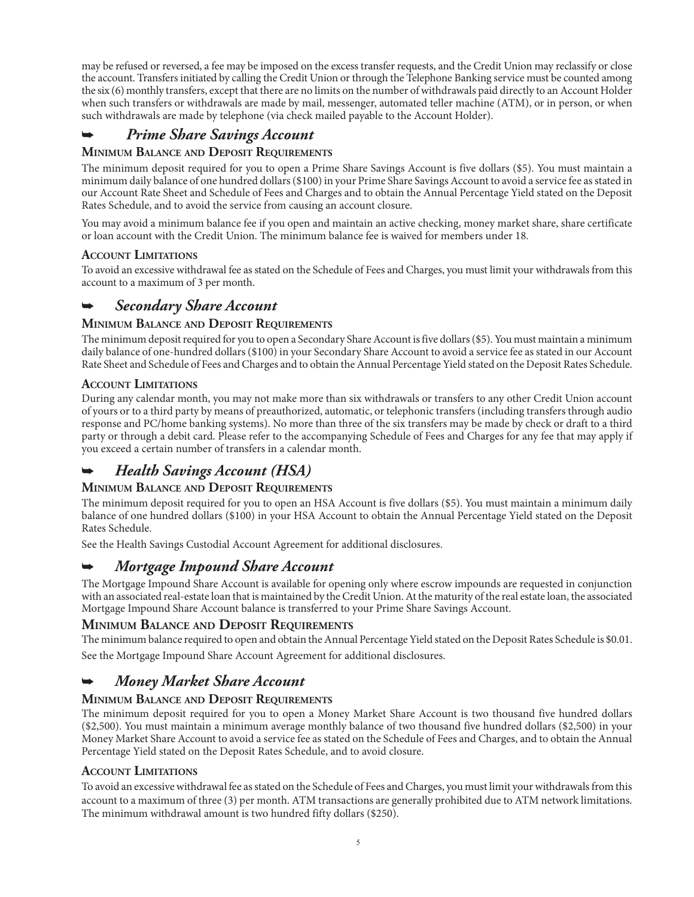may be refused or reversed, a fee may be imposed on the excess transfer requests, and the Credit Union may reclassify or close the account. Transfers initiated by calling the Credit Union or through the Telephone Banking service must be counted among the six (6) monthly transfers, except that there are no limits on the number of withdrawals paid directly to an Account Holder when such transfers or withdrawals are made by mail, messenger, automated teller machine (ATM), or in person, or when such withdrawals are made by telephone (via check mailed payable to the Account Holder).

## ➥ *Prime Share Savings Account*

### Minimum Balance and Deposit Requirements

The minimum deposit required for you to open a Prime Share Savings Account is five dollars ($5). You must maintain a minimum daily balance of one hundred dollars ($100) in your Prime Share Savings Account to avoid a service fee as stated in our Account Rate Sheet and Schedule of Fees and Charges and to obtain the Annual Percentage Yield stated on the Deposit Rates Schedule, and to avoid the service from causing an account closure.

You may avoid a minimum balance fee if you open and maintain an active checking, money market share, share certificate or loan account with the Credit Union. The minimum balance fee is waived for members under 18.

### Account Limitations

To avoid an excessive withdrawal fee as stated on the Schedule of Fees and Charges, you must limit your withdrawals from this account to a maximum of 3 per month.

## ➥ *Secondary Share Account*

### Minimum Balance and Deposit Requirements

The minimum deposit required for you to open a Secondary Share Account is five dollars ($5). You must maintain a minimum daily balance of one-hundred dollars ($100) in your Secondary Share Account to avoid a service fee as stated in our Account Rate Sheet and Schedule of Fees and Charges and to obtain the Annual Percentage Yield stated on the Deposit Rates Schedule.

### Account Limitations

During any calendar month, you may not make more than six withdrawals or transfers to any other Credit Union account of yours or to a third party by means of preauthorized, automatic, or telephonic transfers (including transfers through audio response and PC/home banking systems). No more than three of the six transfers may be made by check or draft to a third party or through a debit card. Please refer to the accompanying Schedule of Fees and Charges for any fee that may apply if you exceed a certain number of transfers in a calendar month.

## ➥ *Health Savings Account (HSA)*

### Minimum Balance and Deposit Requirements

The minimum deposit required for you to open an HSA Account is five dollars ($5). You must maintain a minimum daily balance of one hundred dollars ($100) in your HSA Account to obtain the Annual Percentage Yield stated on the Deposit Rates Schedule.

See the Health Savings Custodial Account Agreement for additional disclosures.

## ➥ *Mortgage Impound Share Account*

The Mortgage Impound Share Account is available for opening only where escrow impounds are requested in conjunction with an associated real-estate loan that is maintained by the Credit Union. At the maturity of the real estate loan, the associated Mortgage Impound Share Account balance is transferred to your Prime Share Savings Account.

### Minimum Balance and Deposit Requirements

The minimum balance required to open and obtain the Annual Percentage Yield stated on the Deposit Rates Schedule is $0.01.

See the Mortgage Impound Share Account Agreement for additional disclosures.

## ➥ *Money Market Share Account*

### Minimum Balance and Deposit Requirements

The minimum deposit required for you to open a Money Market Share Account is two thousand five hundred dollars ($2,500). You must maintain a minimum average monthly balance of two thousand five hundred dollars ($2,500) in your Money Market Share Account to avoid a service fee as stated on the Schedule of Fees and Charges, and to obtain the Annual Percentage Yield stated on the Deposit Rates Schedule, and to avoid closure.

### Account Limitations

To avoid an excessive withdrawal fee as stated on the Schedule of Fees and Charges, you must limit your withdrawals from this account to a maximum of three (3) per month. ATM transactions are generally prohibited due to ATM network limitations. The minimum withdrawal amount is two hundred fifty dollars ($250).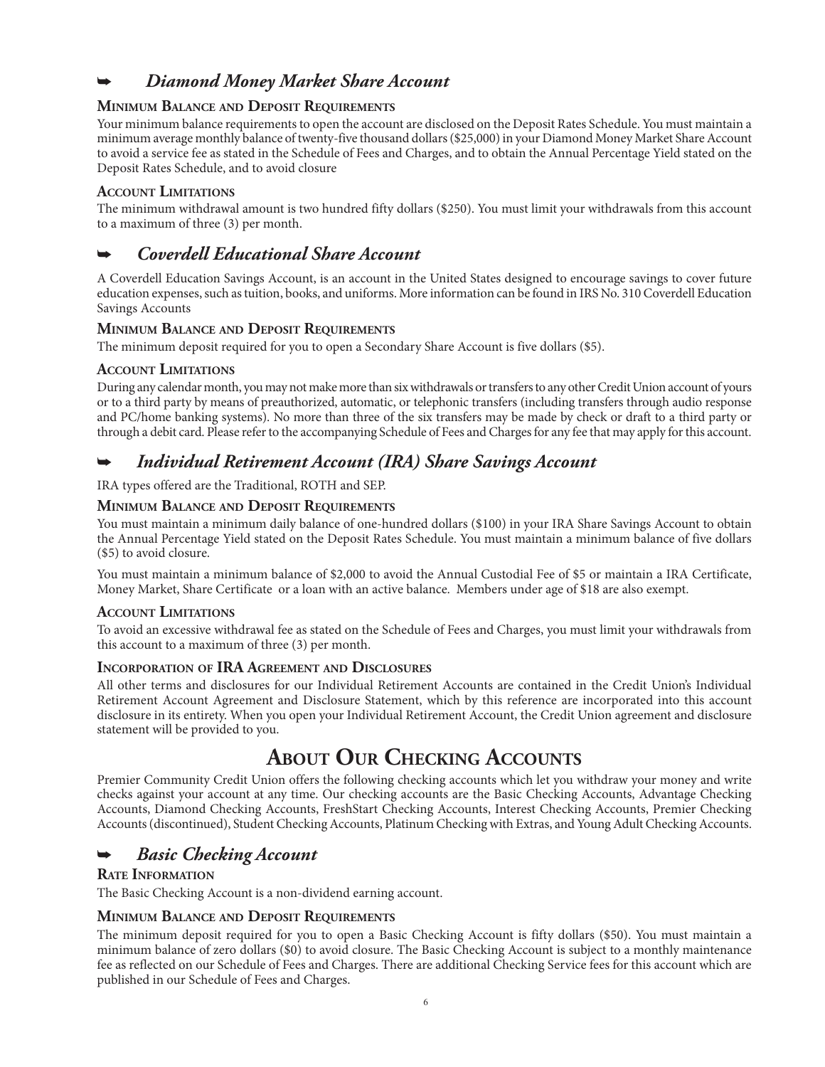## ➥ *Diamond Money Market Share Account*

### Minimum Balance and Deposit Requirements

Your minimum balance requirements to open the account are disclosed on the Deposit Rates Schedule. You must maintain a minimum average monthly balance of twenty-five thousand dollars ($25,000) in your Diamond Money Market Share Account to avoid a service fee as stated in the Schedule of Fees and Charges, and to obtain the Annual Percentage Yield stated on the Deposit Rates Schedule, and to avoid closure

### Account Limitations

The minimum withdrawal amount is two hundred fifty dollars ($250). You must limit your withdrawals from this account to a maximum of three (3) per month.

## ➥ *Coverdell Educational Share Account*

A Coverdell Education Savings Account, is an account in the United States designed to encourage savings to cover future education expenses, such as tuition, books, and uniforms. More information can be found in IRS No. 310 Coverdell Education Savings Accounts

### Minimum Balance and Deposit Requirements

The minimum deposit required for you to open a Secondary Share Account is five dollars ($5).

### Account Limitations

During any calendar month, you may not make more than six withdrawals or transfers to any other Credit Union account of yours or to a third party by means of preauthorized, automatic, or telephonic transfers (including transfers through audio response and PC/home banking systems). No more than three of the six transfers may be made by check or draft to a third party or through a debit card. Please refer to the accompanying Schedule of Fees and Charges for any fee that may apply for this account.

## ➥ *Individual Retirement Account (IRA) Share Savings Account*

IRA types offered are the Traditional, ROTH and SEP.

### Minimum Balance and Deposit Requirements

You must maintain a minimum daily balance of one-hundred dollars ($100) in your IRA Share Savings Account to obtain the Annual Percentage Yield stated on the Deposit Rates Schedule. You must maintain a minimum balance of five dollars ($5) to avoid closure.

You must maintain a minimum balance of $2,000 to avoid the Annual Custodial Fee of $5 or maintain a IRA Certificate, Money Market, Share Certificate or a loan with an active balance. Members under age of $18 are also exempt.

### Account Limitations

To avoid an excessive withdrawal fee as stated on the Schedule of Fees and Charges, you must limit your withdrawals from this account to a maximum of three (3) per month.

### Incorporation of IRA Agreement and Disclosures

All other terms and disclosures for our Individual Retirement Accounts are contained in the Credit Union's Individual Retirement Account Agreement and Disclosure Statement, which by this reference are incorporated into this account disclosure in its entirety. When you open your Individual Retirement Account, the Credit Union agreement and disclosure statement will be provided to you.

# About Our Checking Accounts

Premier Community Credit Union offers the following checking accounts which let you withdraw your money and write checks against your account at any time. Our checking accounts are the Basic Checking Accounts, Advantage Checking Accounts, Diamond Checking Accounts, FreshStart Checking Accounts, Interest Checking Accounts, Premier Checking Accounts (discontinued), Student Checking Accounts, Platinum Checking with Extras, and Young Adult Checking Accounts.

## ➥ *Basic Checking Account*

### Rate Information

The Basic Checking Account is a non-dividend earning account.

### Minimum Balance and Deposit Requirements

The minimum deposit required for you to open a Basic Checking Account is fifty dollars ($50). You must maintain a minimum balance of zero dollars ($0) to avoid closure. The Basic Checking Account is subject to a monthly maintenance fee as reflected on our Schedule of Fees and Charges. There are additional Checking Service fees for this account which are published in our Schedule of Fees and Charges.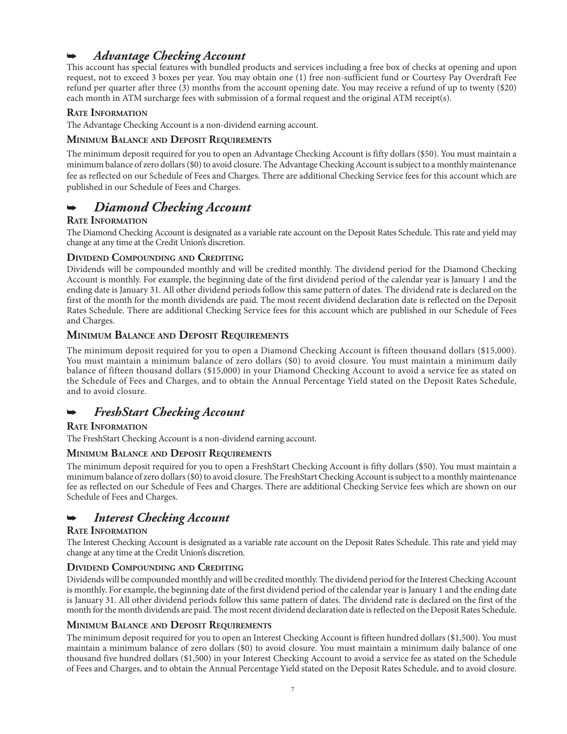## ➥ *Advantage Checking Account*

This account has special features with bundled products and services including a free box of checks at opening and upon request, not to exceed 3 boxes per year. You may obtain one (1) free non-sufficient fund or Courtesy Pay Overdraft Fee refund per quarter after three (3) months from the account opening date. You may receive a refund of up to twenty ($20) each month in ATM surcharge fees with submission of a formal request and the original ATM receipt(s).

### Rate Information

The Advantage Checking Account is a non-dividend earning account.

### Minimum Balance and Deposit Requirements

The minimum deposit required for you to open an Advantage Checking Account is fifty dollars ($50). You must maintain a minimum balance of zero dollars ($0) to avoid closure. The Advantage Checking Account is subject to a monthly maintenance fee as reflected on our Schedule of Fees and Charges. There are additional Checking Service fees for this account which are published in our Schedule of Fees and Charges.

## ➥ *Diamond Checking Account*

### Rate Information

The Diamond Checking Account is designated as a variable rate account on the Deposit Rates Schedule. This rate and yield may change at any time at the Credit Union's discretion.

### Dividend Compounding and Crediting

Dividends will be compounded monthly and will be credited monthly. The dividend period for the Diamond Checking Account is monthly. For example, the beginning date of the first dividend period of the calendar year is January 1 and the ending date is January 31. All other dividend periods follow this same pattern of dates. The dividend rate is declared on the first of the month for the month dividends are paid. The most recent dividend declaration date is reflected on the Deposit Rates Schedule. There are additional Checking Service fees for this account which are published in our Schedule of Fees and Charges.

### Minimum Balance and Deposit Requirements

The minimum deposit required for you to open a Diamond Checking Account is fifteen thousand dollars ($15,000). You must maintain a minimum balance of zero dollars ($0) to avoid closure. You must maintain a minimum daily balance of fifteen thousand dollars ($15,000) in your Diamond Checking Account to avoid a service fee as stated on the Schedule of Fees and Charges, and to obtain the Annual Percentage Yield stated on the Deposit Rates Schedule, and to avoid closure.

## ➥ *FreshStart Checking Account*

### Rate Information

The FreshStart Checking Account is a non-dividend earning account.

### Minimum Balance and Deposit Requirements

The minimum deposit required for you to open a FreshStart Checking Account is fifty dollars ($50). You must maintain a minimum balance of zero dollars ($0) to avoid closure. The FreshStart Checking Account is subject to a monthly maintenance fee as reflected on our Schedule of Fees and Charges. There are additional Checking Service fees which are shown on our Schedule of Fees and Charges.

## ➥ *Interest Checking Account*

### Rate Information

The Interest Checking Account is designated as a variable rate account on the Deposit Rates Schedule. This rate and yield may change at any time at the Credit Union's discretion.

### Dividend Compounding and Crediting

Dividends will be compounded monthly and will be credited monthly. The dividend period for the Interest Checking Account is monthly. For example, the beginning date of the first dividend period of the calendar year is January 1 and the ending date is January 31. All other dividend periods follow this same pattern of dates. The dividend rate is declared on the first of the month for the month dividends are paid. The most recent dividend declaration date is reflected on the Deposit Rates Schedule.

### Minimum Balance and Deposit Requirements

The minimum deposit required for you to open an Interest Checking Account is fifteen hundred dollars ($1,500). You must maintain a minimum balance of zero dollars ($0) to avoid closure. You must maintain a minimum daily balance of one thousand five hundred dollars ($1,500) in your Interest Checking Account to avoid a service fee as stated on the Schedule of Fees and Charges, and to obtain the Annual Percentage Yield stated on the Deposit Rates Schedule, and to avoid closure.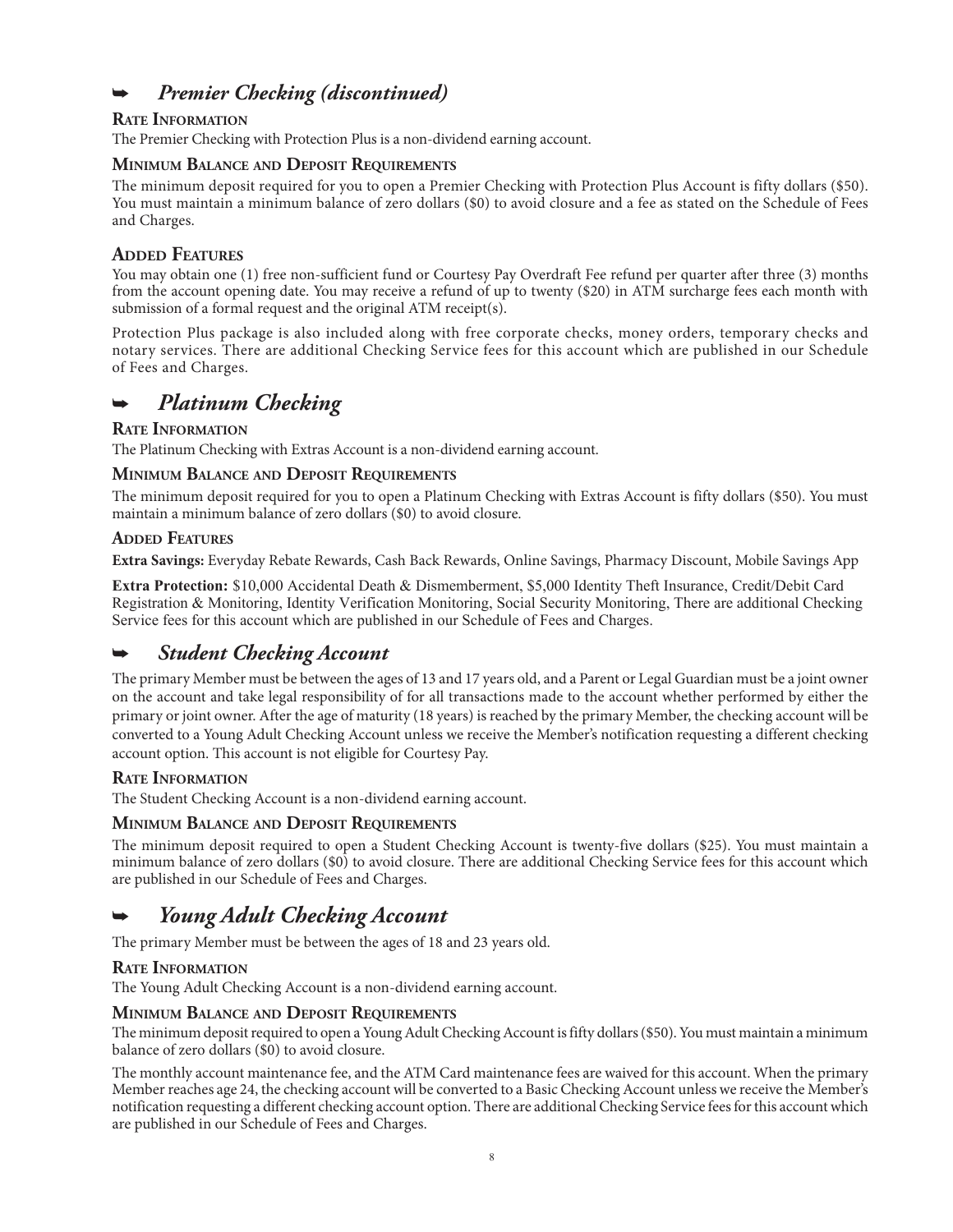## ➥ *Premier Checking (discontinued)*

### Rate Information

The Premier Checking with Protection Plus is a non-dividend earning account.

### Minimum Balance and Deposit Requirements

The minimum deposit required for you to open a Premier Checking with Protection Plus Account is fifty dollars ($50). You must maintain a minimum balance of zero dollars ($0) to avoid closure and a fee as stated on the Schedule of Fees and Charges.

### Added Features

You may obtain one (1) free non-sufficient fund or Courtesy Pay Overdraft Fee refund per quarter after three (3) months from the account opening date. You may receive a refund of up to twenty ($20) in ATM surcharge fees each month with submission of a formal request and the original ATM receipt(s).

Protection Plus package is also included along with free corporate checks, money orders, temporary checks and notary services. There are additional Checking Service fees for this account which are published in our Schedule of Fees and Charges.

## ➥ *Platinum Checking*

### Rate Information

The Platinum Checking with Extras Account is a non-dividend earning account.

### Minimum Balance and Deposit Requirements

The minimum deposit required for you to open a Platinum Checking with Extras Account is fifty dollars ($50). You must maintain a minimum balance of zero dollars ($0) to avoid closure.

### Added Features

**Extra Savings:** Everyday Rebate Rewards, Cash Back Rewards, Online Savings, Pharmacy Discount, Mobile Savings App

**Extra Protection:** $10,000 Accidental Death & Dismemberment, $5,000 Identity Theft Insurance, Credit/Debit Card Registration & Monitoring, Identity Verification Monitoring, Social Security Monitoring, There are additional Checking Service fees for this account which are published in our Schedule of Fees and Charges.

## ➥ *Student Checking Account*

The primary Member must be between the ages of 13 and 17 years old, and a Parent or Legal Guardian must be a joint owner on the account and take legal responsibility of for all transactions made to the account whether performed by either the primary or joint owner. After the age of maturity (18 years) is reached by the primary Member, the checking account will be converted to a Young Adult Checking Account unless we receive the Member's notification requesting a different checking account option. This account is not eligible for Courtesy Pay.

### Rate Information

The Student Checking Account is a non-dividend earning account.

### Minimum Balance and Deposit Requirements

The minimum deposit required to open a Student Checking Account is twenty-five dollars ($25). You must maintain a minimum balance of zero dollars ($0) to avoid closure. There are additional Checking Service fees for this account which are published in our Schedule of Fees and Charges.

## ➥ *Young Adult Checking Account*

The primary Member must be between the ages of 18 and 23 years old.

### Rate Information

The Young Adult Checking Account is a non-dividend earning account.

### Minimum Balance and Deposit Requirements

The minimum deposit required to open a Young Adult Checking Account is fifty dollars ($50). You must maintain a minimum balance of zero dollars ($0) to avoid closure.

The monthly account maintenance fee, and the ATM Card maintenance fees are waived for this account. When the primary Member reaches age 24, the checking account will be converted to a Basic Checking Account unless we receive the Member's notification requesting a different checking account option. There are additional Checking Service fees for this account which are published in our Schedule of Fees and Charges.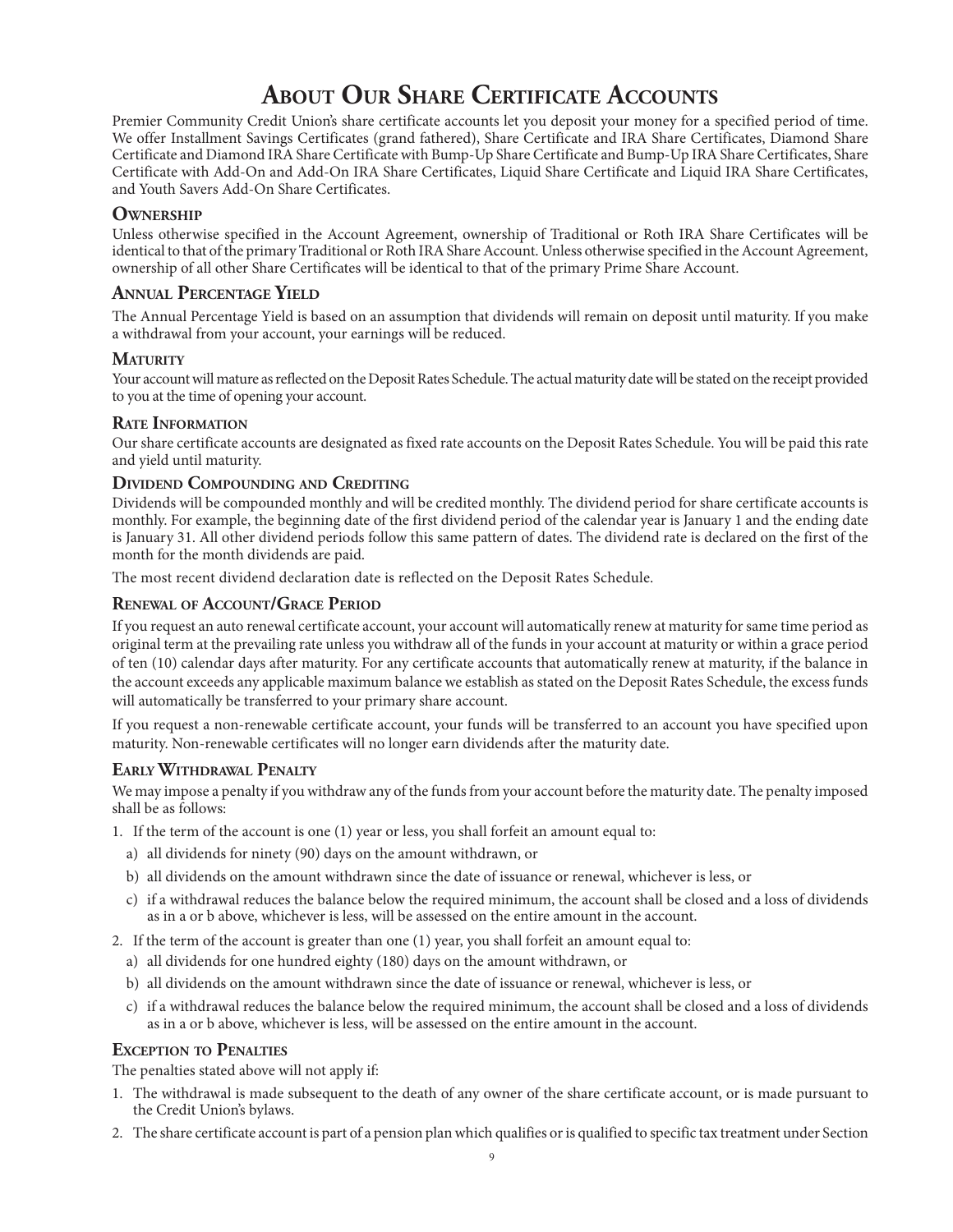# About Our Share Certificate Accounts

Premier Community Credit Union's share certificate accounts let you deposit your money for a specified period of time. We offer Installment Savings Certificates (grand fathered), Share Certificate and IRA Share Certificates, Diamond Share Certificate and Diamond IRA Share Certificate with Bump-Up Share Certificate and Bump-Up IRA Share Certificates, Share Certificate with Add-On and Add-On IRA Share Certificates, Liquid Share Certificate and Liquid IRA Share Certificates, and Youth Savers Add-On Share Certificates.

## Ownership

Unless otherwise specified in the Account Agreement, ownership of Traditional or Roth IRA Share Certificates will be identical to that of the primary Traditional or Roth IRA Share Account. Unless otherwise specified in the Account Agreement, ownership of all other Share Certificates will be identical to that of the primary Prime Share Account.

## Annual Percentage Yield

The Annual Percentage Yield is based on an assumption that dividends will remain on deposit until maturity. If you make a withdrawal from your account, your earnings will be reduced.

## Maturity

Your account will mature as reflected on the Deposit Rates Schedule. The actual maturity date will be stated on the receipt provided to you at the time of opening your account.

## Rate Information

Our share certificate accounts are designated as fixed rate accounts on the Deposit Rates Schedule. You will be paid this rate and yield until maturity.

## Dividend Compounding and Crediting

Dividends will be compounded monthly and will be credited monthly. The dividend period for share certificate accounts is monthly. For example, the beginning date of the first dividend period of the calendar year is January 1 and the ending date is January 31. All other dividend periods follow this same pattern of dates. The dividend rate is declared on the first of the month for the month dividends are paid.

The most recent dividend declaration date is reflected on the Deposit Rates Schedule.

## Renewal of Account/Grace Period

If you request an auto renewal certificate account, your account will automatically renew at maturity for same time period as original term at the prevailing rate unless you withdraw all of the funds in your account at maturity or within a grace period of ten (10) calendar days after maturity. For any certificate accounts that automatically renew at maturity, if the balance in the account exceeds any applicable maximum balance we establish as stated on the Deposit Rates Schedule, the excess funds will automatically be transferred to your primary share account.

If you request a non-renewable certificate account, your funds will be transferred to an account you have specified upon maturity. Non-renewable certificates will no longer earn dividends after the maturity date.

## Early Withdrawal Penalty

We may impose a penalty if you withdraw any of the funds from your account before the maturity date. The penalty imposed shall be as follows:

1. If the term of the account is one (1) year or less, you shall forfeit an amount equal to:
   a) all dividends for ninety (90) days on the amount withdrawn, or
   b) all dividends on the amount withdrawn since the date of issuance or renewal, whichever is less, or
   c) if a withdrawal reduces the balance below the required minimum, the account shall be closed and a loss of dividends as in a or b above, whichever is less, will be assessed on the entire amount in the account.
2. If the term of the account is greater than one (1) year, you shall forfeit an amount equal to:
   a) all dividends for one hundred eighty (180) days on the amount withdrawn, or
   b) all dividends on the amount withdrawn since the date of issuance or renewal, whichever is less, or
   c) if a withdrawal reduces the balance below the required minimum, the account shall be closed and a loss of dividends as in a or b above, whichever is less, will be assessed on the entire amount in the account.

## Exception to Penalties

The penalties stated above will not apply if:

1. The withdrawal is made subsequent to the death of any owner of the share certificate account, or is made pursuant to the Credit Union's bylaws.
2. The share certificate account is part of a pension plan which qualifies or is qualified to specific tax treatment under Section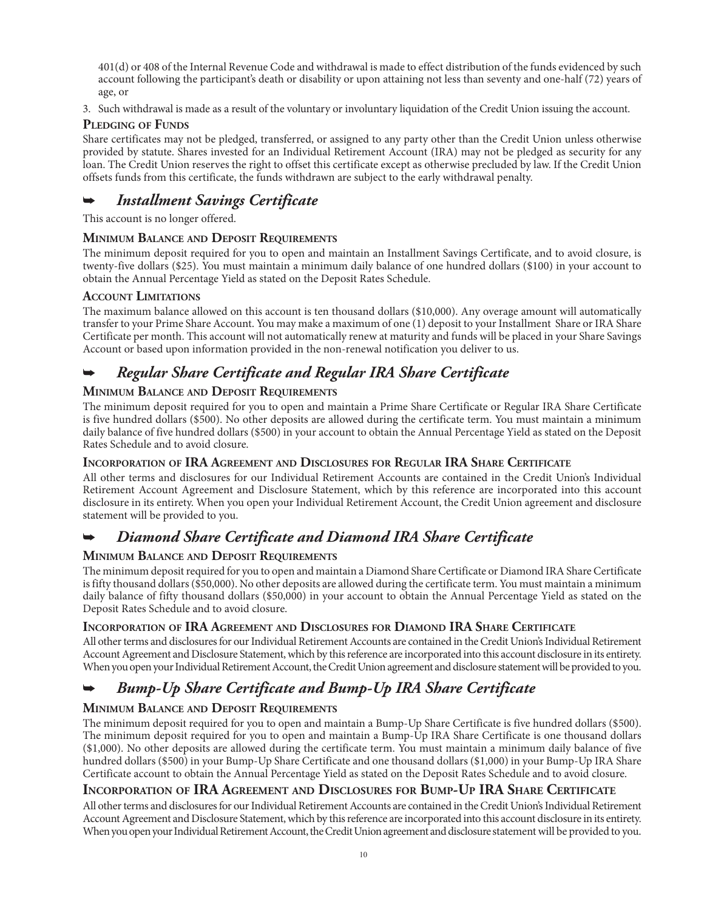401(d) or 408 of the Internal Revenue Code and withdrawal is made to effect distribution of the funds evidenced by such account following the participant's death or disability or upon attaining not less than seventy and one-half (72) years of age, or

3. Such withdrawal is made as a result of the voluntary or involuntary liquidation of the Credit Union issuing the account.

### Pledging of Funds

Share certificates may not be pledged, transferred, or assigned to any party other than the Credit Union unless otherwise provided by statute. Shares invested for an Individual Retirement Account (IRA) may not be pledged as security for any loan. The Credit Union reserves the right to offset this certificate except as otherwise precluded by law. If the Credit Union offsets funds from this certificate, the funds withdrawn are subject to the early withdrawal penalty.

## ➥ *Installment Savings Certificate*

This account is no longer offered.

### Minimum Balance and Deposit Requirements

The minimum deposit required for you to open and maintain an Installment Savings Certificate, and to avoid closure, is twenty-five dollars ($25). You must maintain a minimum daily balance of one hundred dollars ($100) in your account to obtain the Annual Percentage Yield as stated on the Deposit Rates Schedule.

### Account Limitations

The maximum balance allowed on this account is ten thousand dollars ($10,000). Any overage amount will automatically transfer to your Prime Share Account. You may make a maximum of one (1) deposit to your Installment Share or IRA Share Certificate per month. This account will not automatically renew at maturity and funds will be placed in your Share Savings Account or based upon information provided in the non-renewal notification you deliver to us.

## ➥ *Regular Share Certificate and Regular IRA Share Certificate*

### Minimum Balance and Deposit Requirements

The minimum deposit required for you to open and maintain a Prime Share Certificate or Regular IRA Share Certificate is five hundred dollars ($500). No other deposits are allowed during the certificate term. You must maintain a minimum daily balance of five hundred dollars ($500) in your account to obtain the Annual Percentage Yield as stated on the Deposit Rates Schedule and to avoid closure.

### Incorporation of IRA Agreement and Disclosures for Regular IRA Share Certificate

All other terms and disclosures for our Individual Retirement Accounts are contained in the Credit Union's Individual Retirement Account Agreement and Disclosure Statement, which by this reference are incorporated into this account disclosure in its entirety. When you open your Individual Retirement Account, the Credit Union agreement and disclosure statement will be provided to you.

## ➥ *Diamond Share Certificate and Diamond IRA Share Certificate*

### Minimum Balance and Deposit Requirements

The minimum deposit required for you to open and maintain a Diamond Share Certificate or Diamond IRA Share Certificate is fifty thousand dollars ($50,000). No other deposits are allowed during the certificate term. You must maintain a minimum daily balance of fifty thousand dollars ($50,000) in your account to obtain the Annual Percentage Yield as stated on the Deposit Rates Schedule and to avoid closure.

### Incorporation of IRA Agreement and Disclosures for Diamond IRA Share Certificate

All other terms and disclosures for our Individual Retirement Accounts are contained in the Credit Union's Individual Retirement Account Agreement and Disclosure Statement, which by this reference are incorporated into this account disclosure in its entirety. When you open your Individual Retirement Account, the Credit Union agreement and disclosure statement will be provided to you.

## ➥ *Bump-Up Share Certificate and Bump-Up IRA Share Certificate*

### Minimum Balance and Deposit Requirements

The minimum deposit required for you to open and maintain a Bump-Up Share Certificate is five hundred dollars ($500). The minimum deposit required for you to open and maintain a Bump-Up IRA Share Certificate is one thousand dollars ($1,000). No other deposits are allowed during the certificate term. You must maintain a minimum daily balance of five hundred dollars ($500) in your Bump-Up Share Certificate and one thousand dollars ($1,000) in your Bump-Up IRA Share Certificate account to obtain the Annual Percentage Yield as stated on the Deposit Rates Schedule and to avoid closure.

### Incorporation of IRA Agreement and Disclosures for Bump-Up IRA Share Certificate

All other terms and disclosures for our Individual Retirement Accounts are contained in the Credit Union's Individual Retirement Account Agreement and Disclosure Statement, which by this reference are incorporated into this account disclosure in its entirety. When you open your Individual Retirement Account, the Credit Union agreement and disclosure statement will be provided to you.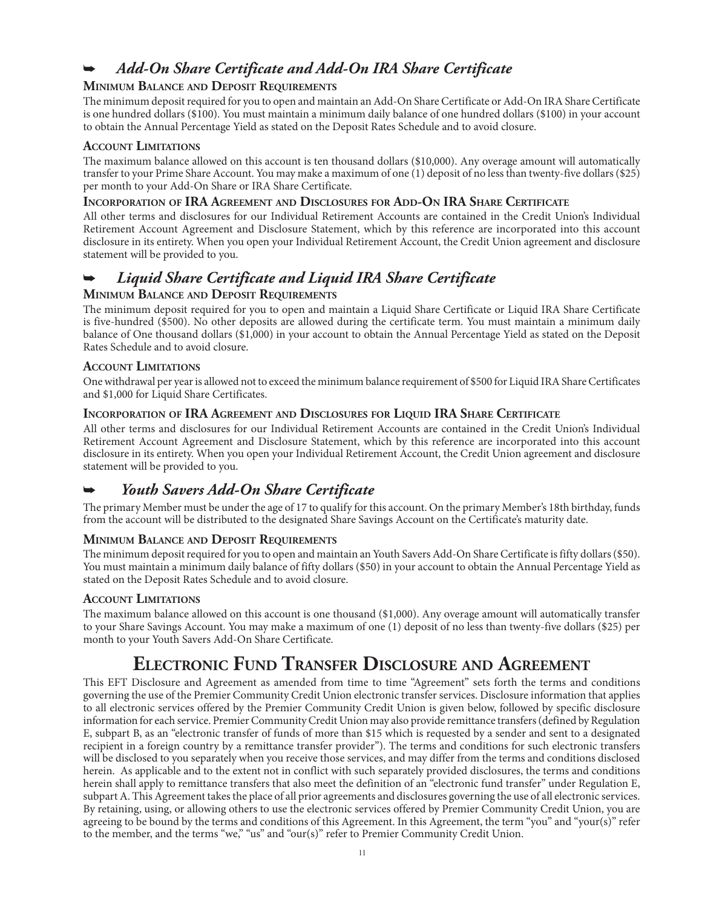## ➥ *Add-On Share Certificate and Add-On IRA Share Certificate*

### Minimum Balance and Deposit Requirements

The minimum deposit required for you to open and maintain an Add-On Share Certificate or Add-On IRA Share Certificate is one hundred dollars ($100). You must maintain a minimum daily balance of one hundred dollars ($100) in your account to obtain the Annual Percentage Yield as stated on the Deposit Rates Schedule and to avoid closure.

### Account Limitations

The maximum balance allowed on this account is ten thousand dollars ($10,000). Any overage amount will automatically transfer to your Prime Share Account. You may make a maximum of one (1) deposit of no less than twenty-five dollars ($25) per month to your Add-On Share or IRA Share Certificate.

### Incorporation of IRA Agreement and Disclosures for Add-On IRA Share Certificate

All other terms and disclosures for our Individual Retirement Accounts are contained in the Credit Union's Individual Retirement Account Agreement and Disclosure Statement, which by this reference are incorporated into this account disclosure in its entirety. When you open your Individual Retirement Account, the Credit Union agreement and disclosure statement will be provided to you.

## ➥ *Liquid Share Certificate and Liquid IRA Share Certificate*

### Minimum Balance and Deposit Requirements

The minimum deposit required for you to open and maintain a Liquid Share Certificate or Liquid IRA Share Certificate is five-hundred ($500). No other deposits are allowed during the certificate term. You must maintain a minimum daily balance of One thousand dollars ($1,000) in your account to obtain the Annual Percentage Yield as stated on the Deposit Rates Schedule and to avoid closure.

### Account Limitations

One withdrawal per year is allowed not to exceed the minimum balance requirement of $500 for Liquid IRA Share Certificates and $1,000 for Liquid Share Certificates.

### Incorporation of IRA Agreement and Disclosures for Liquid IRA Share Certificate

All other terms and disclosures for our Individual Retirement Accounts are contained in the Credit Union's Individual Retirement Account Agreement and Disclosure Statement, which by this reference are incorporated into this account disclosure in its entirety. When you open your Individual Retirement Account, the Credit Union agreement and disclosure statement will be provided to you.

## ➥ *Youth Savers Add-On Share Certificate*

The primary Member must be under the age of 17 to qualify for this account. On the primary Member's 18th birthday, funds from the account will be distributed to the designated Share Savings Account on the Certificate's maturity date.

### Minimum Balance and Deposit Requirements

The minimum deposit required for you to open and maintain an Youth Savers Add-On Share Certificate is fifty dollars ($50). You must maintain a minimum daily balance of fifty dollars ($50) in your account to obtain the Annual Percentage Yield as stated on the Deposit Rates Schedule and to avoid closure.

### Account Limitations

The maximum balance allowed on this account is one thousand ($1,000). Any overage amount will automatically transfer to your Share Savings Account. You may make a maximum of one (1) deposit of no less than twenty-five dollars ($25) per month to your Youth Savers Add-On Share Certificate.

# Electronic Fund Transfer Disclosure and Agreement

This EFT Disclosure and Agreement as amended from time to time "Agreement" sets forth the terms and conditions governing the use of the Premier Community Credit Union electronic transfer services. Disclosure information that applies to all electronic services offered by the Premier Community Credit Union is given below, followed by specific disclosure information for each service. Premier Community Credit Union may also provide remittance transfers (defined by Regulation E, subpart B, as an "electronic transfer of funds of more than $15 which is requested by a sender and sent to a designated recipient in a foreign country by a remittance transfer provider"). The terms and conditions for such electronic transfers will be disclosed to you separately when you receive those services, and may differ from the terms and conditions disclosed herein. As applicable and to the extent not in conflict with such separately provided disclosures, the terms and conditions herein shall apply to remittance transfers that also meet the definition of an "electronic fund transfer" under Regulation E, subpart A. This Agreement takes the place of all prior agreements and disclosures governing the use of all electronic services. By retaining, using, or allowing others to use the electronic services offered by Premier Community Credit Union, you are agreeing to be bound by the terms and conditions of this Agreement. In this Agreement, the term "you" and "your(s)" refer to the member, and the terms "we," "us" and "our(s)" refer to Premier Community Credit Union.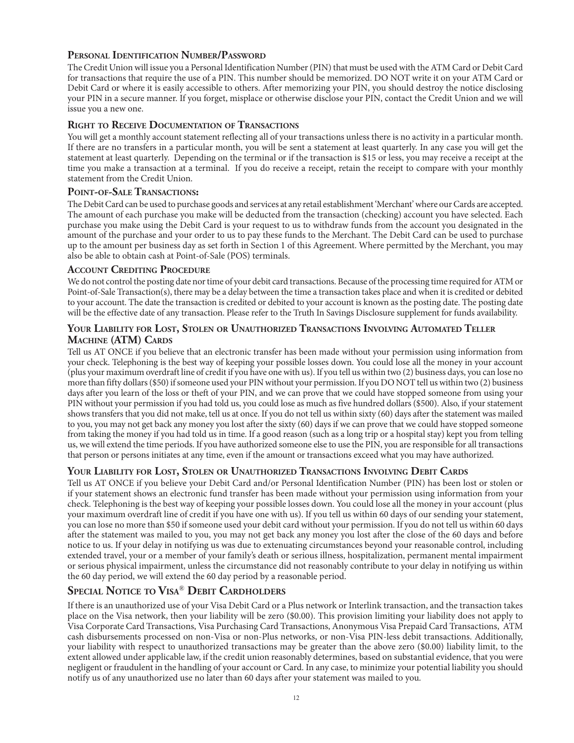### Personal Identification Number/Password

The Credit Union will issue you a Personal Identification Number (PIN) that must be used with the ATM Card or Debit Card for transactions that require the use of a PIN. This number should be memorized. DO NOT write it on your ATM Card or Debit Card or where it is easily accessible to others. After memorizing your PIN, you should destroy the notice disclosing your PIN in a secure manner. If you forget, misplace or otherwise disclose your PIN, contact the Credit Union and we will issue you a new one.

### Right to Receive Documentation of Transactions

You will get a monthly account statement reflecting all of your transactions unless there is no activity in a particular month. If there are no transfers in a particular month, you will be sent a statement at least quarterly. In any case you will get the statement at least quarterly. Depending on the terminal or if the transaction is $15 or less, you may receive a receipt at the time you make a transaction at a terminal. If you do receive a receipt, retain the receipt to compare with your monthly statement from the Credit Union.

### Point-of-Sale Transactions:

The Debit Card can be used to purchase goods and services at any retail establishment 'Merchant' where our Cards are accepted. The amount of each purchase you make will be deducted from the transaction (checking) account you have selected. Each purchase you make using the Debit Card is your request to us to withdraw funds from the account you designated in the amount of the purchase and your order to us to pay these funds to the Merchant. The Debit Card can be used to purchase up to the amount per business day as set forth in Section 1 of this Agreement. Where permitted by the Merchant, you may also be able to obtain cash at Point-of-Sale (POS) terminals.

### Account Crediting Procedure

We do not control the posting date nor time of your debit card transactions. Because of the processing time required for ATM or Point-of-Sale Transaction(s), there may be a delay between the time a transaction takes place and when it is credited or debited to your account. The date the transaction is credited or debited to your account is known as the posting date. The posting date will be the effective date of any transaction. Please refer to the Truth In Savings Disclosure supplement for funds availability.

### Your Liability for Lost, Stolen or Unauthorized Transactions Involving Automated Teller Machine (ATM) Cards

Tell us AT ONCE if you believe that an electronic transfer has been made without your permission using information from your check. Telephoning is the best way of keeping your possible losses down. You could lose all the money in your account (plus your maximum overdraft line of credit if you have one with us). If you tell us within two (2) business days, you can lose no more than fifty dollars ($50) if someone used your PIN without your permission. If you DO NOT tell us within two (2) business days after you learn of the loss or theft of your PIN, and we can prove that we could have stopped someone from using your PIN without your permission if you had told us, you could lose as much as five hundred dollars ($500). Also, if your statement shows transfers that you did not make, tell us at once. If you do not tell us within sixty (60) days after the statement was mailed to you, you may not get back any money you lost after the sixty (60) days if we can prove that we could have stopped someone from taking the money if you had told us in time. If a good reason (such as a long trip or a hospital stay) kept you from telling us, we will extend the time periods. If you have authorized someone else to use the PIN, you are responsible for all transactions that person or persons initiates at any time, even if the amount or transactions exceed what you may have authorized.

### Your Liability for Lost, Stolen or Unauthorized Transactions Involving Debit Cards

Tell us AT ONCE if you believe your Debit Card and/or Personal Identification Number (PIN) has been lost or stolen or if your statement shows an electronic fund transfer has been made without your permission using information from your check. Telephoning is the best way of keeping your possible losses down. You could lose all the money in your account (plus your maximum overdraft line of credit if you have one with us). If you tell us within 60 days of our sending your statement, you can lose no more than $50 if someone used your debit card without your permission. If you do not tell us within 60 days after the statement was mailed to you, you may not get back any money you lost after the close of the 60 days and before notice to us. If your delay in notifying us was due to extenuating circumstances beyond your reasonable control, including extended travel, your or a member of your family's death or serious illness, hospitalization, permanent mental impairment or serious physical impairment, unless the circumstance did not reasonably contribute to your delay in notifying us within the 60 day period, we will extend the 60 day period by a reasonable period.

### Special Notice to Visa® Debit Cardholders

If there is an unauthorized use of your Visa Debit Card or a Plus network or Interlink transaction, and the transaction takes place on the Visa network, then your liability will be zero ($0.00). This provision limiting your liability does not apply to Visa Corporate Card Transactions, Visa Purchasing Card Transactions, Anonymous Visa Prepaid Card Transactions, ATM cash disbursements processed on non-Visa or non-Plus networks, or non-Visa PIN-less debit transactions. Additionally, your liability with respect to unauthorized transactions may be greater than the above zero ($0.00) liability limit, to the extent allowed under applicable law, if the credit union reasonably determines, based on substantial evidence, that you were negligent or fraudulent in the handling of your account or Card. In any case, to minimize your potential liability you should notify us of any unauthorized use no later than 60 days after your statement was mailed to you.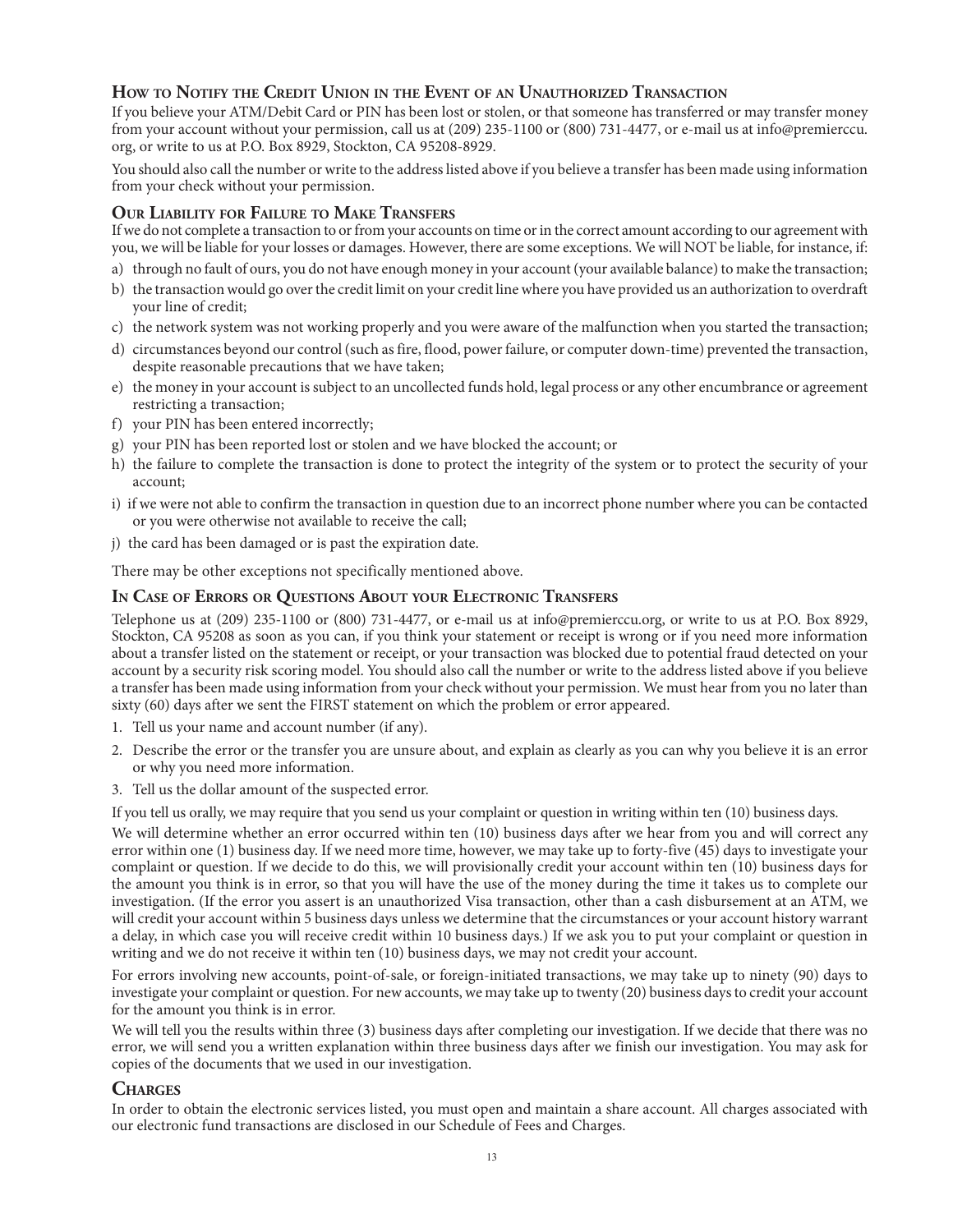## How to Notify the Credit Union in the Event of an Unauthorized Transaction

If you believe your ATM/Debit Card or PIN has been lost or stolen, or that someone has transferred or may transfer money from your account without your permission, call us at (209) 235-1100 or (800) 731-4477, or e-mail us at info@premierccu.org, or write to us at P.O. Box 8929, Stockton, CA 95208-8929.

You should also call the number or write to the address listed above if you believe a transfer has been made using information from your check without your permission.

## Our Liability for Failure to Make Transfers

If we do not complete a transaction to or from your accounts on time or in the correct amount according to our agreement with you, we will be liable for your losses or damages. However, there are some exceptions. We will NOT be liable, for instance, if:

a) through no fault of ours, you do not have enough money in your account (your available balance) to make the transaction;
b) the transaction would go over the credit limit on your credit line where you have provided us an authorization to overdraft your line of credit;
c) the network system was not working properly and you were aware of the malfunction when you started the transaction;
d) circumstances beyond our control (such as fire, flood, power failure, or computer down-time) prevented the transaction, despite reasonable precautions that we have taken;
e) the money in your account is subject to an uncollected funds hold, legal process or any other encumbrance or agreement restricting a transaction;
f) your PIN has been entered incorrectly;
g) your PIN has been reported lost or stolen and we have blocked the account; or
h) the failure to complete the transaction is done to protect the integrity of the system or to protect the security of your account;
i) if we were not able to confirm the transaction in question due to an incorrect phone number where you can be contacted or you were otherwise not available to receive the call;
j) the card has been damaged or is past the expiration date.

There may be other exceptions not specifically mentioned above.

## In Case of Errors or Questions About your Electronic Transfers

Telephone us at (209) 235-1100 or (800) 731-4477, or e-mail us at info@premierccu.org, or write to us at P.O. Box 8929, Stockton, CA 95208 as soon as you can, if you think your statement or receipt is wrong or if you need more information about a transfer listed on the statement or receipt, or your transaction was blocked due to potential fraud detected on your account by a security risk scoring model. You should also call the number or write to the address listed above if you believe a transfer has been made using information from your check without your permission. We must hear from you no later than sixty (60) days after we sent the FIRST statement on which the problem or error appeared.

1. Tell us your name and account number (if any).
2. Describe the error or the transfer you are unsure about, and explain as clearly as you can why you believe it is an error or why you need more information.
3. Tell us the dollar amount of the suspected error.

If you tell us orally, we may require that you send us your complaint or question in writing within ten (10) business days.

We will determine whether an error occurred within ten (10) business days after we hear from you and will correct any error within one (1) business day. If we need more time, however, we may take up to forty-five (45) days to investigate your complaint or question. If we decide to do this, we will provisionally credit your account within ten (10) business days for the amount you think is in error, so that you will have the use of the money during the time it takes us to complete our investigation. (If the error you assert is an unauthorized Visa transaction, other than a cash disbursement at an ATM, we will credit your account within 5 business days unless we determine that the circumstances or your account history warrant a delay, in which case you will receive credit within 10 business days.) If we ask you to put your complaint or question in writing and we do not receive it within ten (10) business days, we may not credit your account.

For errors involving new accounts, point-of-sale, or foreign-initiated transactions, we may take up to ninety (90) days to investigate your complaint or question. For new accounts, we may take up to twenty (20) business days to credit your account for the amount you think is in error.

We will tell you the results within three (3) business days after completing our investigation. If we decide that there was no error, we will send you a written explanation within three business days after we finish our investigation. You may ask for copies of the documents that we used in our investigation.

## Charges

In order to obtain the electronic services listed, you must open and maintain a share account. All charges associated with our electronic fund transactions are disclosed in our Schedule of Fees and Charges.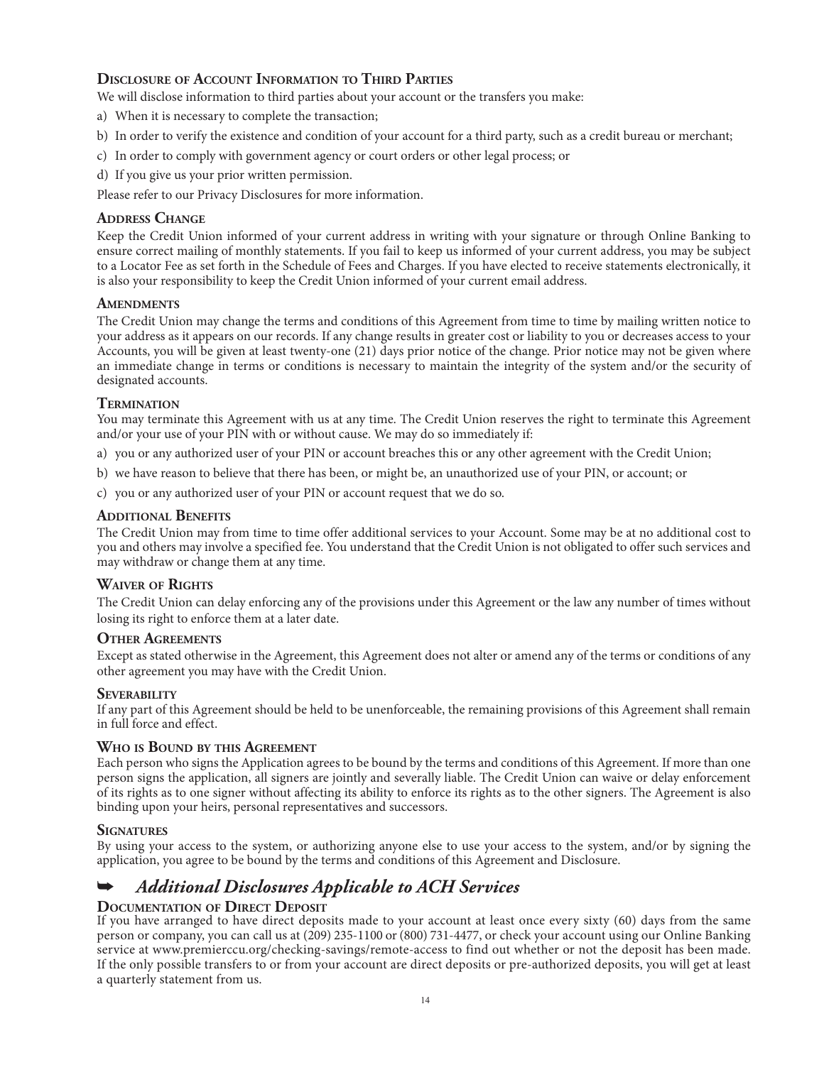### Disclosure of Account Information to Third Parties

We will disclose information to third parties about your account or the transfers you make:

a) When it is necessary to complete the transaction;

b) In order to verify the existence and condition of your account for a third party, such as a credit bureau or merchant;

c) In order to comply with government agency or court orders or other legal process; or

d) If you give us your prior written permission.

Please refer to our Privacy Disclosures for more information.

### Address Change

Keep the Credit Union informed of your current address in writing with your signature or through Online Banking to ensure correct mailing of monthly statements. If you fail to keep us informed of your current address, you may be subject to a Locator Fee as set forth in the Schedule of Fees and Charges. If you have elected to receive statements electronically, it is also your responsibility to keep the Credit Union informed of your current email address.

### Amendments

The Credit Union may change the terms and conditions of this Agreement from time to time by mailing written notice to your address as it appears on our records. If any change results in greater cost or liability to you or decreases access to your Accounts, you will be given at least twenty-one (21) days prior notice of the change. Prior notice may not be given where an immediate change in terms or conditions is necessary to maintain the integrity of the system and/or the security of designated accounts.

### Termination

You may terminate this Agreement with us at any time. The Credit Union reserves the right to terminate this Agreement and/or your use of your PIN with or without cause. We may do so immediately if:

a) you or any authorized user of your PIN or account breaches this or any other agreement with the Credit Union;

b) we have reason to believe that there has been, or might be, an unauthorized use of your PIN, or account; or

c) you or any authorized user of your PIN or account request that we do so.

### Additional Benefits

The Credit Union may from time to time offer additional services to your Account. Some may be at no additional cost to you and others may involve a specified fee. You understand that the Credit Union is not obligated to offer such services and may withdraw or change them at any time.

### Waiver of Rights

The Credit Union can delay enforcing any of the provisions under this Agreement or the law any number of times without losing its right to enforce them at a later date.

### Other Agreements

Except as stated otherwise in the Agreement, this Agreement does not alter or amend any of the terms or conditions of any other agreement you may have with the Credit Union.

### Severability

If any part of this Agreement should be held to be unenforceable, the remaining provisions of this Agreement shall remain in full force and effect.

### Who is Bound by this Agreement

Each person who signs the Application agrees to be bound by the terms and conditions of this Agreement. If more than one person signs the application, all signers are jointly and severally liable. The Credit Union can waive or delay enforcement of its rights as to one signer without affecting its ability to enforce its rights as to the other signers. The Agreement is also binding upon your heirs, personal representatives and successors.

### Signatures

By using your access to the system, or authorizing anyone else to use your access to the system, and/or by signing the application, you agree to be bound by the terms and conditions of this Agreement and Disclosure.

## ➥ *Additional Disclosures Applicable to ACH Services*

### Documentation of Direct Deposit

If you have arranged to have direct deposits made to your account at least once every sixty (60) days from the same person or company, you can call us at (209) 235-1100 or (800) 731-4477, or check your account using our Online Banking service at www.premierccu.org/checking-savings/remote-access to find out whether or not the deposit has been made. If the only possible transfers to or from your account are direct deposits or pre-authorized deposits, you will get at least a quarterly statement from us.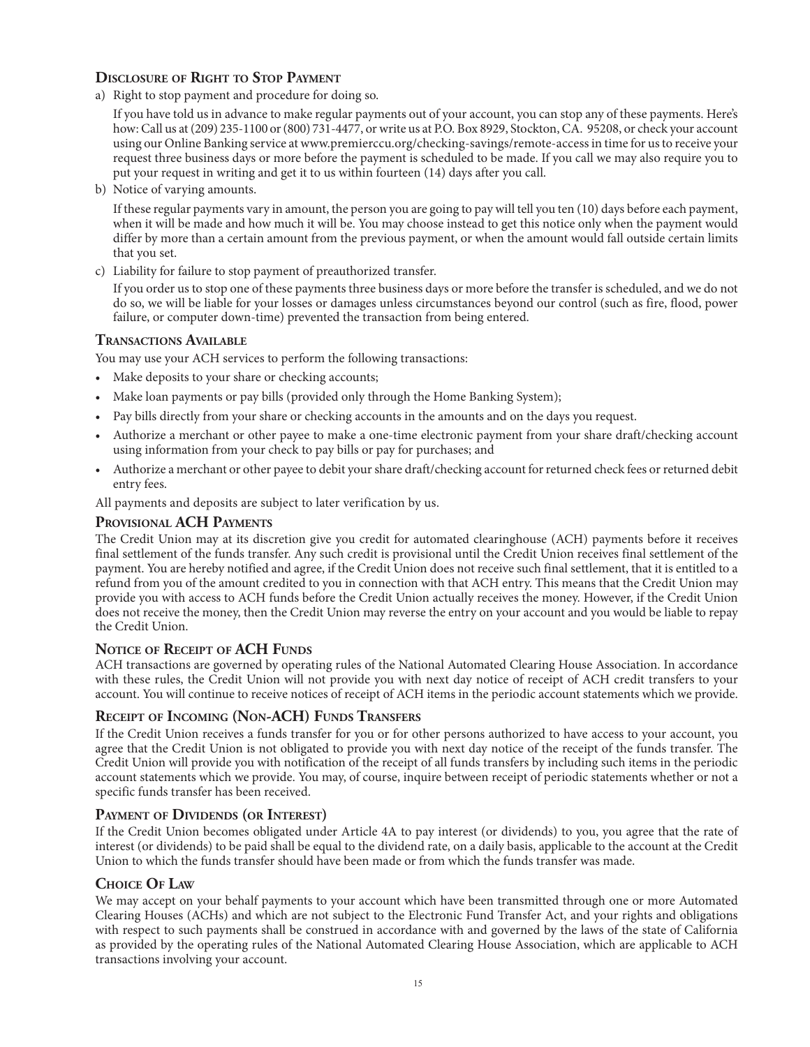## Disclosure of Right to Stop Payment

a) Right to stop payment and procedure for doing so.

If you have told us in advance to make regular payments out of your account, you can stop any of these payments. Here's how: Call us at (209) 235-1100 or (800) 731-4477, or write us at P.O. Box 8929, Stockton, CA. 95208, or check your account using our Online Banking service at www.premierccu.org/checking-savings/remote-access in time for us to receive your request three business days or more before the payment is scheduled to be made. If you call we may also require you to put your request in writing and get it to us within fourteen (14) days after you call.

b) Notice of varying amounts.

If these regular payments vary in amount, the person you are going to pay will tell you ten (10) days before each payment, when it will be made and how much it will be. You may choose instead to get this notice only when the payment would differ by more than a certain amount from the previous payment, or when the amount would fall outside certain limits that you set.

c) Liability for failure to stop payment of preauthorized transfer.

If you order us to stop one of these payments three business days or more before the transfer is scheduled, and we do not do so, we will be liable for your losses or damages unless circumstances beyond our control (such as fire, flood, power failure, or computer down-time) prevented the transaction from being entered.

## Transactions Available

You may use your ACH services to perform the following transactions:

- Make deposits to your share or checking accounts;
- Make loan payments or pay bills (provided only through the Home Banking System);
- Pay bills directly from your share or checking accounts in the amounts and on the days you request.
- Authorize a merchant or other payee to make a one-time electronic payment from your share draft/checking account using information from your check to pay bills or pay for purchases; and
- Authorize a merchant or other payee to debit your share draft/checking account for returned check fees or returned debit entry fees.

All payments and deposits are subject to later verification by us.

## Provisional ACH Payments

The Credit Union may at its discretion give you credit for automated clearinghouse (ACH) payments before it receives final settlement of the funds transfer. Any such credit is provisional until the Credit Union receives final settlement of the payment. You are hereby notified and agree, if the Credit Union does not receive such final settlement, that it is entitled to a refund from you of the amount credited to you in connection with that ACH entry. This means that the Credit Union may provide you with access to ACH funds before the Credit Union actually receives the money. However, if the Credit Union does not receive the money, then the Credit Union may reverse the entry on your account and you would be liable to repay the Credit Union.

## Notice of Receipt of ACH Funds

ACH transactions are governed by operating rules of the National Automated Clearing House Association. In accordance with these rules, the Credit Union will not provide you with next day notice of receipt of ACH credit transfers to your account. You will continue to receive notices of receipt of ACH items in the periodic account statements which we provide.

## Receipt of Incoming (Non-ACH) Funds Transfers

If the Credit Union receives a funds transfer for you or for other persons authorized to have access to your account, you agree that the Credit Union is not obligated to provide you with next day notice of the receipt of the funds transfer. The Credit Union will provide you with notification of the receipt of all funds transfers by including such items in the periodic account statements which we provide. You may, of course, inquire between receipt of periodic statements whether or not a specific funds transfer has been received.

## Payment of Dividends (or Interest)

If the Credit Union becomes obligated under Article 4A to pay interest (or dividends) to you, you agree that the rate of interest (or dividends) to be paid shall be equal to the dividend rate, on a daily basis, applicable to the account at the Credit Union to which the funds transfer should have been made or from which the funds transfer was made.

## Choice Of Law

We may accept on your behalf payments to your account which have been transmitted through one or more Automated Clearing Houses (ACHs) and which are not subject to the Electronic Fund Transfer Act, and your rights and obligations with respect to such payments shall be construed in accordance with and governed by the laws of the state of California as provided by the operating rules of the National Automated Clearing House Association, which are applicable to ACH transactions involving your account.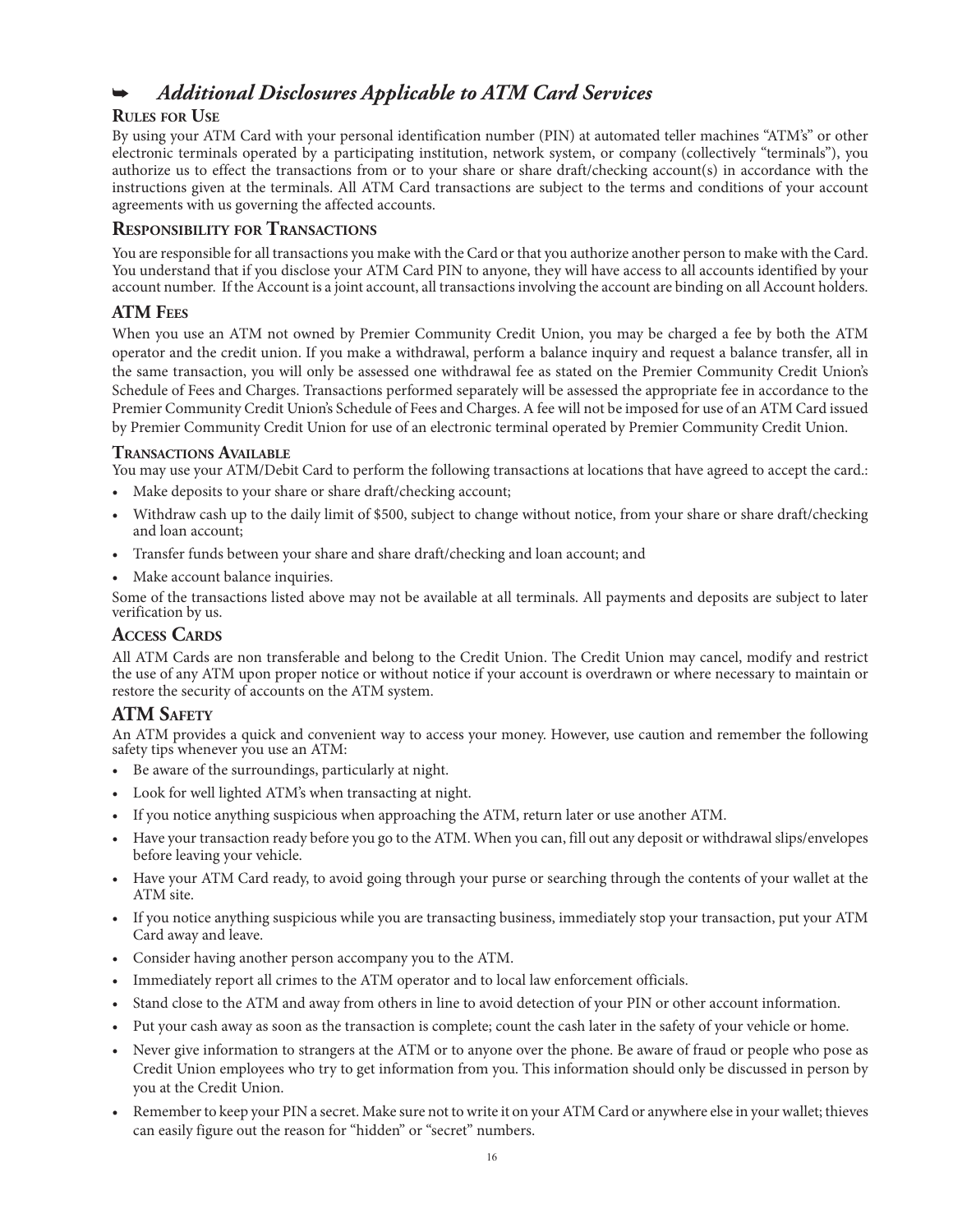## ➥ *Additional Disclosures Applicable to ATM Card Services*

### Rules for Use

By using your ATM Card with your personal identification number (PIN) at automated teller machines "ATM's" or other electronic terminals operated by a participating institution, network system, or company (collectively "terminals"), you authorize us to effect the transactions from or to your share or share draft/checking account(s) in accordance with the instructions given at the terminals. All ATM Card transactions are subject to the terms and conditions of your account agreements with us governing the affected accounts.

### Responsibility for Transactions

You are responsible for all transactions you make with the Card or that you authorize another person to make with the Card. You understand that if you disclose your ATM Card PIN to anyone, they will have access to all accounts identified by your account number. If the Account is a joint account, all transactions involving the account are binding on all Account holders.

### ATM Fees

When you use an ATM not owned by Premier Community Credit Union, you may be charged a fee by both the ATM operator and the credit union. If you make a withdrawal, perform a balance inquiry and request a balance transfer, all in the same transaction, you will only be assessed one withdrawal fee as stated on the Premier Community Credit Union's Schedule of Fees and Charges. Transactions performed separately will be assessed the appropriate fee in accordance to the Premier Community Credit Union's Schedule of Fees and Charges. A fee will not be imposed for use of an ATM Card issued by Premier Community Credit Union for use of an electronic terminal operated by Premier Community Credit Union.

### Transactions Available

You may use your ATM/Debit Card to perform the following transactions at locations that have agreed to accept the card.:

- Make deposits to your share or share draft/checking account;
- Withdraw cash up to the daily limit of $500, subject to change without notice, from your share or share draft/checking and loan account;
- Transfer funds between your share and share draft/checking and loan account; and
- Make account balance inquiries.

Some of the transactions listed above may not be available at all terminals. All payments and deposits are subject to later verification by us.

### Access Cards

All ATM Cards are non transferable and belong to the Credit Union. The Credit Union may cancel, modify and restrict the use of any ATM upon proper notice or without notice if your account is overdrawn or where necessary to maintain or restore the security of accounts on the ATM system.

### ATM Safety

An ATM provides a quick and convenient way to access your money. However, use caution and remember the following safety tips whenever you use an ATM:

- Be aware of the surroundings, particularly at night.
- Look for well lighted ATM's when transacting at night.
- If you notice anything suspicious when approaching the ATM, return later or use another ATM.
- Have your transaction ready before you go to the ATM. When you can, fill out any deposit or withdrawal slips/envelopes before leaving your vehicle.
- Have your ATM Card ready, to avoid going through your purse or searching through the contents of your wallet at the ATM site.
- If you notice anything suspicious while you are transacting business, immediately stop your transaction, put your ATM Card away and leave.
- Consider having another person accompany you to the ATM.
- Immediately report all crimes to the ATM operator and to local law enforcement officials.
- Stand close to the ATM and away from others in line to avoid detection of your PIN or other account information.
- Put your cash away as soon as the transaction is complete; count the cash later in the safety of your vehicle or home.
- Never give information to strangers at the ATM or to anyone over the phone. Be aware of fraud or people who pose as Credit Union employees who try to get information from you. This information should only be discussed in person by you at the Credit Union.
- Remember to keep your PIN a secret. Make sure not to write it on your ATM Card or anywhere else in your wallet; thieves can easily figure out the reason for "hidden" or "secret" numbers.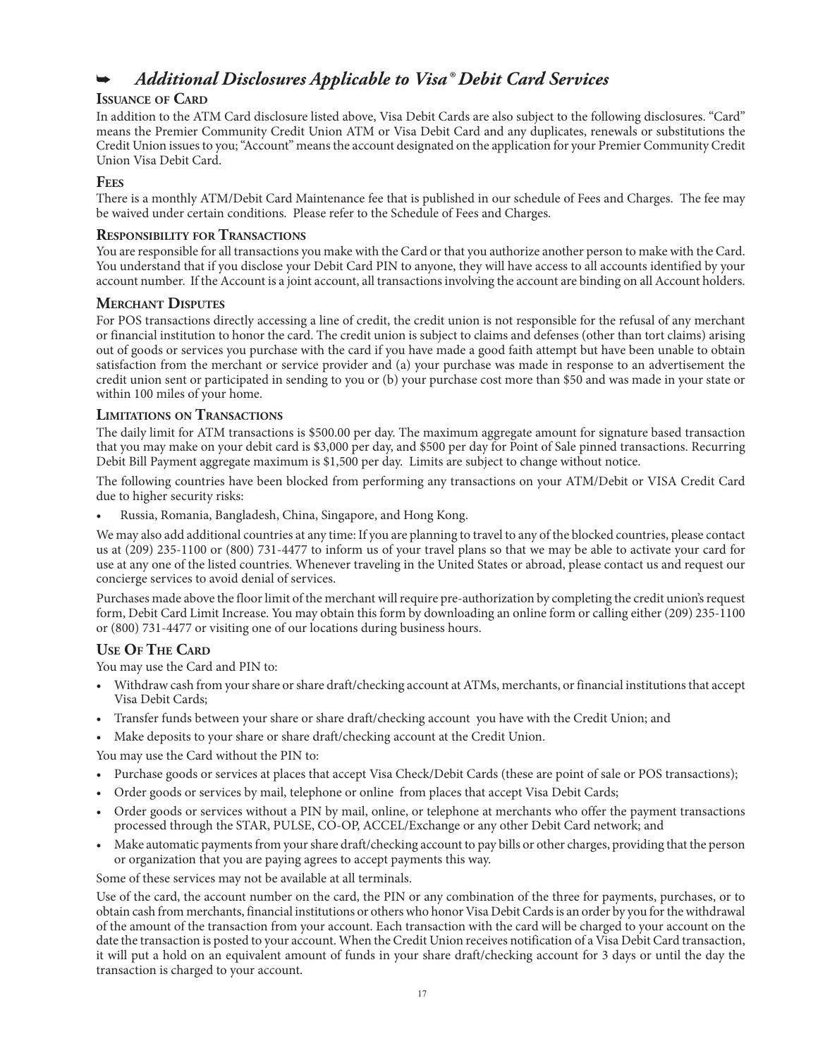## ➥ *Additional Disclosures Applicable to Visa® Debit Card Services*

### Issuance of Card

In addition to the ATM Card disclosure listed above, Visa Debit Cards are also subject to the following disclosures. "Card" means the Premier Community Credit Union ATM or Visa Debit Card and any duplicates, renewals or substitutions the Credit Union issues to you; "Account" means the account designated on the application for your Premier Community Credit Union Visa Debit Card.

### Fees

There is a monthly ATM/Debit Card Maintenance fee that is published in our schedule of Fees and Charges. The fee may be waived under certain conditions. Please refer to the Schedule of Fees and Charges.

### Responsibility for Transactions

You are responsible for all transactions you make with the Card or that you authorize another person to make with the Card. You understand that if you disclose your Debit Card PIN to anyone, they will have access to all accounts identified by your account number. If the Account is a joint account, all transactions involving the account are binding on all Account holders.

### Merchant Disputes

For POS transactions directly accessing a line of credit, the credit union is not responsible for the refusal of any merchant or financial institution to honor the card. The credit union is subject to claims and defenses (other than tort claims) arising out of goods or services you purchase with the card if you have made a good faith attempt but have been unable to obtain satisfaction from the merchant or service provider and (a) your purchase was made in response to an advertisement the credit union sent or participated in sending to you or (b) your purchase cost more than $50 and was made in your state or within 100 miles of your home.

### Limitations on Transactions

The daily limit for ATM transactions is $500.00 per day. The maximum aggregate amount for signature based transaction that you may make on your debit card is $3,000 per day, and $500 per day for Point of Sale pinned transactions. Recurring Debit Bill Payment aggregate maximum is $1,500 per day. Limits are subject to change without notice.

The following countries have been blocked from performing any transactions on your ATM/Debit or VISA Credit Card due to higher security risks:

- Russia, Romania, Bangladesh, China, Singapore, and Hong Kong.

We may also add additional countries at any time: If you are planning to travel to any of the blocked countries, please contact us at (209) 235-1100 or (800) 731-4477 to inform us of your travel plans so that we may be able to activate your card for use at any one of the listed countries. Whenever traveling in the United States or abroad, please contact us and request our concierge services to avoid denial of services.

Purchases made above the floor limit of the merchant will require pre-authorization by completing the credit union's request form, Debit Card Limit Increase. You may obtain this form by downloading an online form or calling either (209) 235-1100 or (800) 731-4477 or visiting one of our locations during business hours.

### Use Of The Card

You may use the Card and PIN to:

- Withdraw cash from your share or share draft/checking account at ATMs, merchants, or financial institutions that accept Visa Debit Cards;
- Transfer funds between your share or share draft/checking account you have with the Credit Union; and
- Make deposits to your share or share draft/checking account at the Credit Union.

You may use the Card without the PIN to:

- Purchase goods or services at places that accept Visa Check/Debit Cards (these are point of sale or POS transactions);
- Order goods or services by mail, telephone or online from places that accept Visa Debit Cards;
- Order goods or services without a PIN by mail, online, or telephone at merchants who offer the payment transactions processed through the STAR, PULSE, CO-OP, ACCEL/Exchange or any other Debit Card network; and
- Make automatic payments from your share draft/checking account to pay bills or other charges, providing that the person or organization that you are paying agrees to accept payments this way.

Some of these services may not be available at all terminals.

Use of the card, the account number on the card, the PIN or any combination of the three for payments, purchases, or to obtain cash from merchants, financial institutions or others who honor Visa Debit Cards is an order by you for the withdrawal of the amount of the transaction from your account. Each transaction with the card will be charged to your account on the date the transaction is posted to your account. When the Credit Union receives notification of a Visa Debit Card transaction, it will put a hold on an equivalent amount of funds in your share draft/checking account for 3 days or until the day the transaction is charged to your account.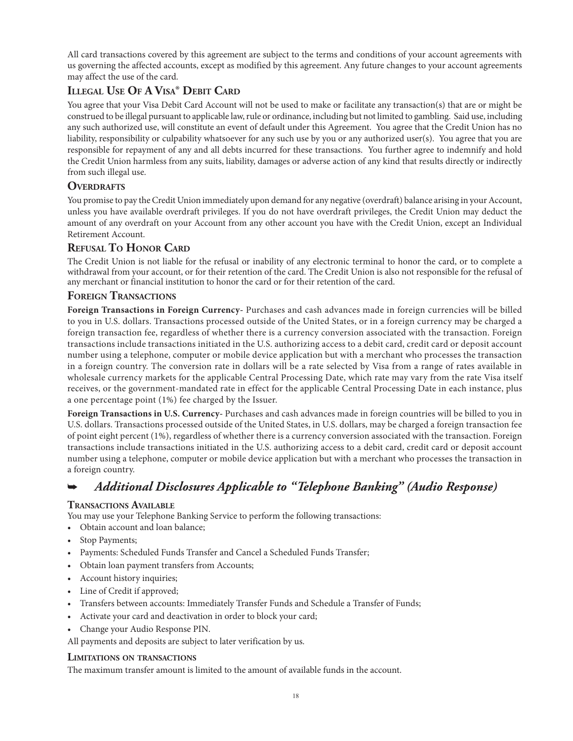All card transactions covered by this agreement are subject to the terms and conditions of your account agreements with us governing the affected accounts, except as modified by this agreement. Any future changes to your account agreements may affect the use of the card.

### Illegal Use Of A Visa® Debit Card

You agree that your Visa Debit Card Account will not be used to make or facilitate any transaction(s) that are or might be construed to be illegal pursuant to applicable law, rule or ordinance, including but not limited to gambling. Said use, including any such authorized use, will constitute an event of default under this Agreement. You agree that the Credit Union has no liability, responsibility or culpability whatsoever for any such use by you or any authorized user(s). You agree that you are responsible for repayment of any and all debts incurred for these transactions. You further agree to indemnify and hold the Credit Union harmless from any suits, liability, damages or adverse action of any kind that results directly or indirectly from such illegal use.

### Overdrafts

You promise to pay the Credit Union immediately upon demand for any negative (overdraft) balance arising in your Account, unless you have available overdraft privileges. If you do not have overdraft privileges, the Credit Union may deduct the amount of any overdraft on your Account from any other account you have with the Credit Union, except an Individual Retirement Account.

### Refusal To Honor Card

The Credit Union is not liable for the refusal or inability of any electronic terminal to honor the card, or to complete a withdrawal from your account, or for their retention of the card. The Credit Union is also not responsible for the refusal of any merchant or financial institution to honor the card or for their retention of the card.

### Foreign Transactions

**Foreign Transactions in Foreign Currency**- Purchases and cash advances made in foreign currencies will be billed to you in U.S. dollars. Transactions processed outside of the United States, or in a foreign currency may be charged a foreign transaction fee, regardless of whether there is a currency conversion associated with the transaction. Foreign transactions include transactions initiated in the U.S. authorizing access to a debit card, credit card or deposit account number using a telephone, computer or mobile device application but with a merchant who processes the transaction in a foreign country. The conversion rate in dollars will be a rate selected by Visa from a range of rates available in wholesale currency markets for the applicable Central Processing Date, which rate may vary from the rate Visa itself receives, or the government-mandated rate in effect for the applicable Central Processing Date in each instance, plus a one percentage point (1%) fee charged by the Issuer.

**Foreign Transactions in U.S. Currency**- Purchases and cash advances made in foreign countries will be billed to you in U.S. dollars. Transactions processed outside of the United States, in U.S. dollars, may be charged a foreign transaction fee of point eight percent (1%), regardless of whether there is a currency conversion associated with the transaction. Foreign transactions include transactions initiated in the U.S. authorizing access to a debit card, credit card or deposit account number using a telephone, computer or mobile device application but with a merchant who processes the transaction in a foreign country.

## ➥ *Additional Disclosures Applicable to "Telephone Banking" (Audio Response)*

### Transactions Available

You may use your Telephone Banking Service to perform the following transactions:

- Obtain account and loan balance;
- Stop Payments;
- Payments: Scheduled Funds Transfer and Cancel a Scheduled Funds Transfer;
- Obtain loan payment transfers from Accounts;
- Account history inquiries;
- Line of Credit if approved;
- Transfers between accounts: Immediately Transfer Funds and Schedule a Transfer of Funds;
- Activate your card and deactivation in order to block your card;
- Change your Audio Response PIN.

All payments and deposits are subject to later verification by us.

### Limitations on transactions

The maximum transfer amount is limited to the amount of available funds in the account.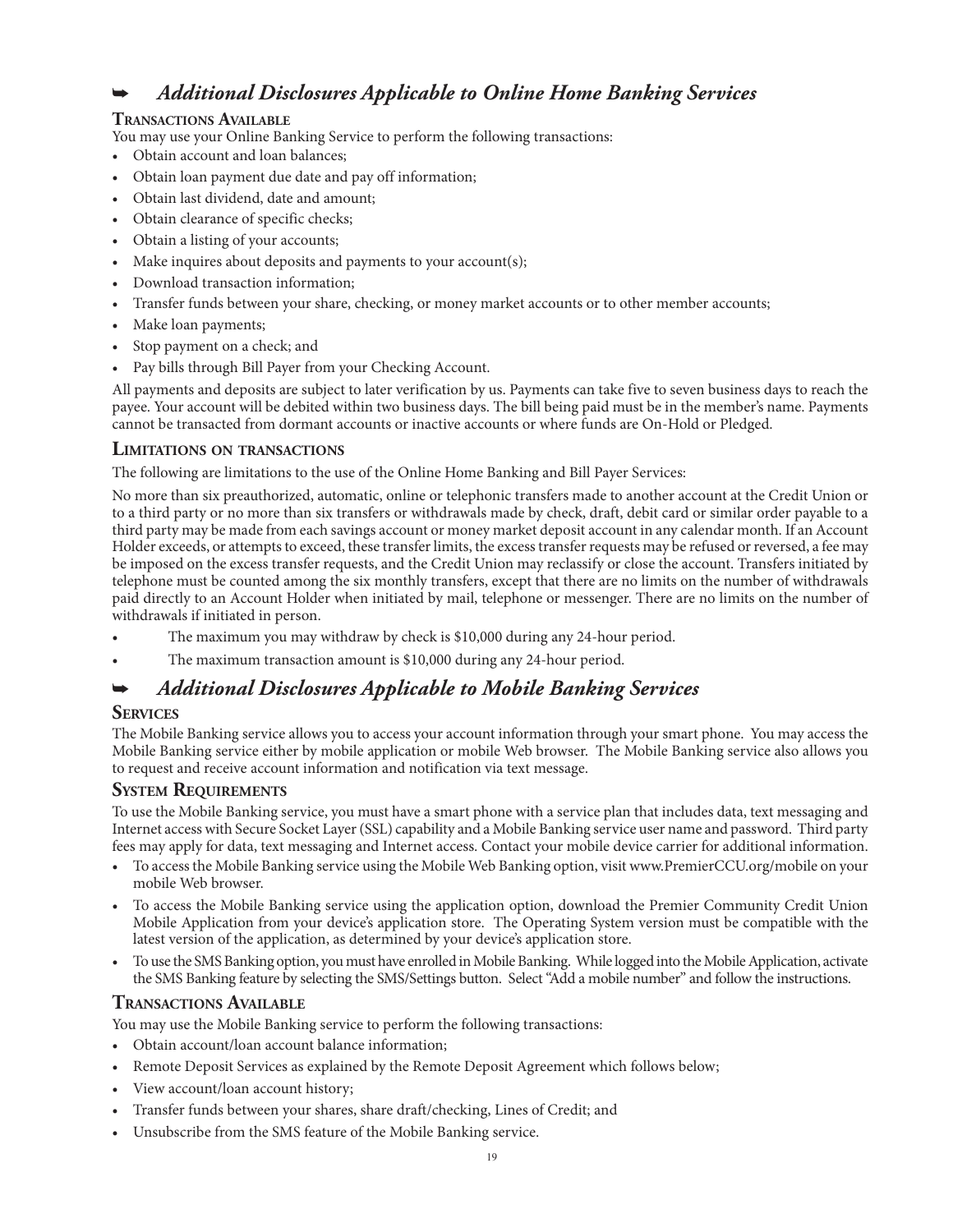## ➥ *Additional Disclosures Applicable to Online Home Banking Services*

### Transactions Available

You may use your Online Banking Service to perform the following transactions:

- Obtain account and loan balances;
- Obtain loan payment due date and pay off information;
- Obtain last dividend, date and amount;
- Obtain clearance of specific checks;
- Obtain a listing of your accounts;
- Make inquires about deposits and payments to your account(s);
- Download transaction information;
- Transfer funds between your share, checking, or money market accounts or to other member accounts;
- Make loan payments;
- Stop payment on a check; and
- Pay bills through Bill Payer from your Checking Account.

All payments and deposits are subject to later verification by us. Payments can take five to seven business days to reach the payee. Your account will be debited within two business days. The bill being paid must be in the member's name. Payments cannot be transacted from dormant accounts or inactive accounts or where funds are On-Hold or Pledged.

### Limitations on transactions

The following are limitations to the use of the Online Home Banking and Bill Payer Services:

No more than six preauthorized, automatic, online or telephonic transfers made to another account at the Credit Union or to a third party or no more than six transfers or withdrawals made by check, draft, debit card or similar order payable to a third party may be made from each savings account or money market deposit account in any calendar month. If an Account Holder exceeds, or attempts to exceed, these transfer limits, the excess transfer requests may be refused or reversed, a fee may be imposed on the excess transfer requests, and the Credit Union may reclassify or close the account. Transfers initiated by telephone must be counted among the six monthly transfers, except that there are no limits on the number of withdrawals paid directly to an Account Holder when initiated by mail, telephone or messenger. There are no limits on the number of withdrawals if initiated in person.

- The maximum you may withdraw by check is $10,000 during any 24-hour period.
- The maximum transaction amount is $10,000 during any 24-hour period.

## ➥ *Additional Disclosures Applicable to Mobile Banking Services*

### Services

The Mobile Banking service allows you to access your account information through your smart phone. You may access the Mobile Banking service either by mobile application or mobile Web browser. The Mobile Banking service also allows you to request and receive account information and notification via text message.

### System Requirements

To use the Mobile Banking service, you must have a smart phone with a service plan that includes data, text messaging and Internet access with Secure Socket Layer (SSL) capability and a Mobile Banking service user name and password. Third party fees may apply for data, text messaging and Internet access. Contact your mobile device carrier for additional information.

- To access the Mobile Banking service using the Mobile Web Banking option, visit www.PremierCCU.org/mobile on your mobile Web browser.
- To access the Mobile Banking service using the application option, download the Premier Community Credit Union Mobile Application from your device's application store. The Operating System version must be compatible with the latest version of the application, as determined by your device's application store.
- To use the SMS Banking option, you must have enrolled in Mobile Banking. While logged into the Mobile Application, activate the SMS Banking feature by selecting the SMS/Settings button. Select "Add a mobile number" and follow the instructions.

### Transactions Available

You may use the Mobile Banking service to perform the following transactions:

- Obtain account/loan account balance information;
- Remote Deposit Services as explained by the Remote Deposit Agreement which follows below;
- View account/loan account history;
- Transfer funds between your shares, share draft/checking, Lines of Credit; and
- Unsubscribe from the SMS feature of the Mobile Banking service.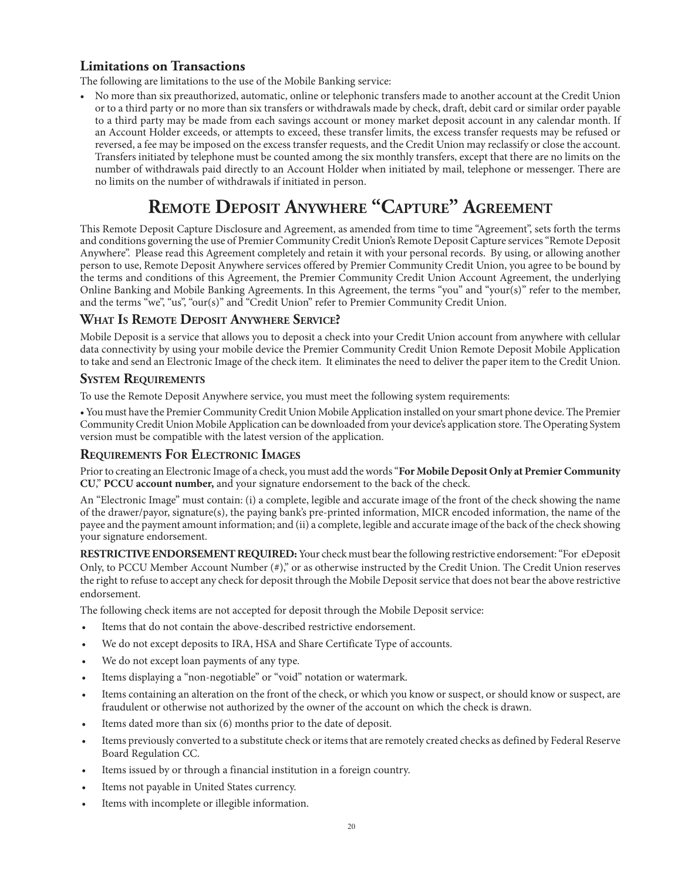### Limitations on Transactions

The following are limitations to the use of the Mobile Banking service:

- No more than six preauthorized, automatic, online or telephonic transfers made to another account at the Credit Union or to a third party or no more than six transfers or withdrawals made by check, draft, debit card or similar order payable to a third party may be made from each savings account or money market deposit account in any calendar month. If an Account Holder exceeds, or attempts to exceed, these transfer limits, the excess transfer requests may be refused or reversed, a fee may be imposed on the excess transfer requests, and the Credit Union may reclassify or close the account. Transfers initiated by telephone must be counted among the six monthly transfers, except that there are no limits on the number of withdrawals paid directly to an Account Holder when initiated by mail, telephone or messenger. There are no limits on the number of withdrawals if initiated in person.

# Remote Deposit Anywhere "Capture" Agreement

This Remote Deposit Capture Disclosure and Agreement, as amended from time to time "Agreement", sets forth the terms and conditions governing the use of Premier Community Credit Union's Remote Deposit Capture services "Remote Deposit Anywhere". Please read this Agreement completely and retain it with your personal records. By using, or allowing another person to use, Remote Deposit Anywhere services offered by Premier Community Credit Union, you agree to be bound by the terms and conditions of this Agreement, the Premier Community Credit Union Account Agreement, the underlying Online Banking and Mobile Banking Agreements. In this Agreement, the terms "you" and "your(s)" refer to the member, and the terms "we", "us", "our(s)" and "Credit Union" refer to Premier Community Credit Union.

## What Is Remote Deposit Anywhere Service?

Mobile Deposit is a service that allows you to deposit a check into your Credit Union account from anywhere with cellular data connectivity by using your mobile device the Premier Community Credit Union Remote Deposit Mobile Application to take and send an Electronic Image of the check item. It eliminates the need to deliver the paper item to the Credit Union.

## System Requirements

To use the Remote Deposit Anywhere service, you must meet the following system requirements:

• You must have the Premier Community Credit Union Mobile Application installed on your smart phone device. The Premier Community Credit Union Mobile Application can be downloaded from your device's application store. The Operating System version must be compatible with the latest version of the application.

## Requirements For Electronic Images

Prior to creating an Electronic Image of a check, you must add the words "**For Mobile Deposit Only at Premier Community CU**," **PCCU account number,** and your signature endorsement to the back of the check.

An "Electronic Image" must contain: (i) a complete, legible and accurate image of the front of the check showing the name of the drawer/payor, signature(s), the paying bank's pre-printed information, MICR encoded information, the name of the payee and the payment amount information; and (ii) a complete, legible and accurate image of the back of the check showing your signature endorsement.

**RESTRICTIVE ENDORSEMENT REQUIRED:** Your check must bear the following restrictive endorsement: "For eDeposit Only, to PCCU Member Account Number (#)," or as otherwise instructed by the Credit Union. The Credit Union reserves the right to refuse to accept any check for deposit through the Mobile Deposit service that does not bear the above restrictive endorsement.

The following check items are not accepted for deposit through the Mobile Deposit service:

- Items that do not contain the above-described restrictive endorsement.
- We do not except deposits to IRA, HSA and Share Certificate Type of accounts.
- We do not except loan payments of any type.
- Items displaying a "non-negotiable" or "void" notation or watermark.
- Items containing an alteration on the front of the check, or which you know or suspect, or should know or suspect, are fraudulent or otherwise not authorized by the owner of the account on which the check is drawn.
- Items dated more than six (6) months prior to the date of deposit.
- Items previously converted to a substitute check or items that are remotely created checks as defined by Federal Reserve Board Regulation CC.
- Items issued by or through a financial institution in a foreign country.
- Items not payable in United States currency.
- Items with incomplete or illegible information.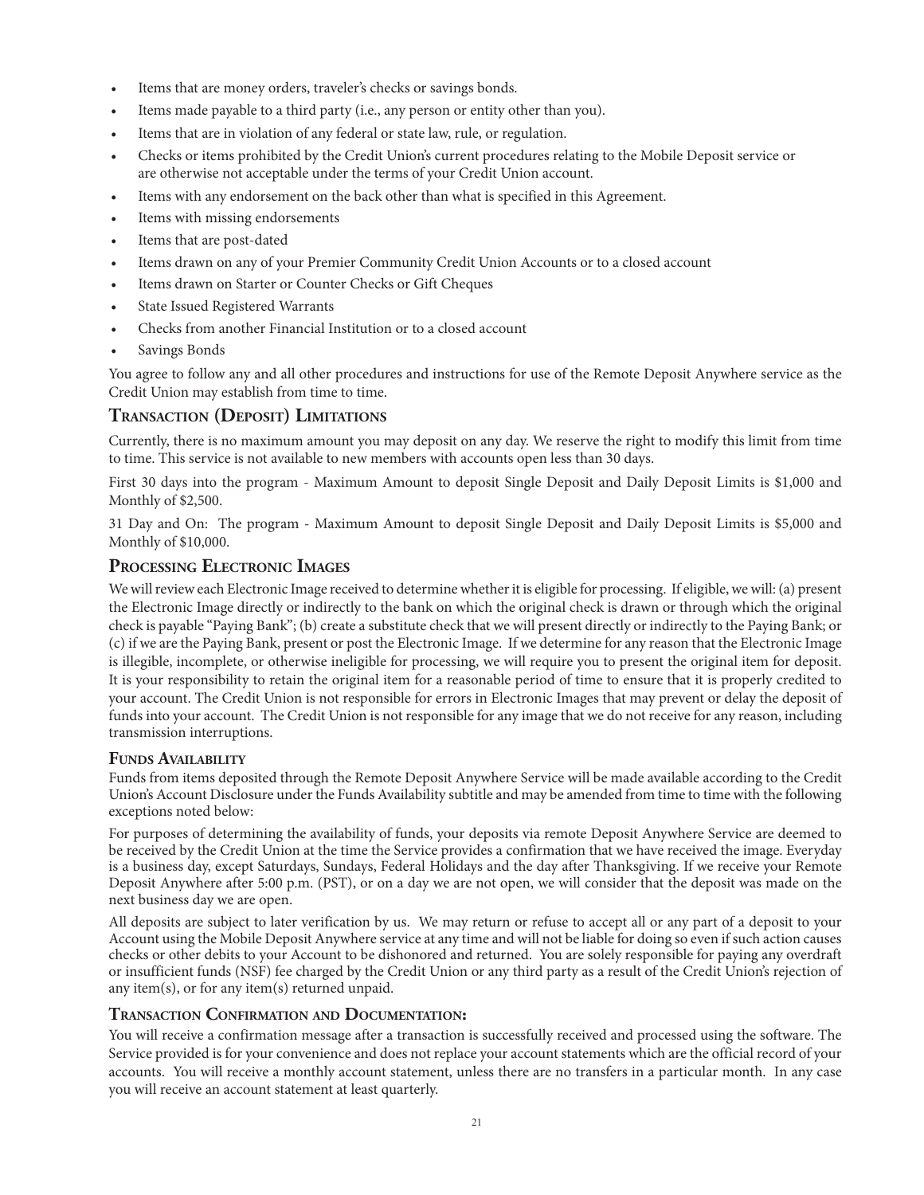- Items that are money orders, traveler's checks or savings bonds.
- Items made payable to a third party (i.e., any person or entity other than you).
- Items that are in violation of any federal or state law, rule, or regulation.
- Checks or items prohibited by the Credit Union's current procedures relating to the Mobile Deposit service or are otherwise not acceptable under the terms of your Credit Union account.
- Items with any endorsement on the back other than what is specified in this Agreement.
- Items with missing endorsements
- Items that are post-dated
- Items drawn on any of your Premier Community Credit Union Accounts or to a closed account
- Items drawn on Starter or Counter Checks or Gift Cheques
- State Issued Registered Warrants
- Checks from another Financial Institution or to a closed account
- Savings Bonds

You agree to follow any and all other procedures and instructions for use of the Remote Deposit Anywhere service as the Credit Union may establish from time to time.

## Transaction (Deposit) Limitations

Currently, there is no maximum amount you may deposit on any day. We reserve the right to modify this limit from time to time. This service is not available to new members with accounts open less than 30 days.

First 30 days into the program - Maximum Amount to deposit Single Deposit and Daily Deposit Limits is $1,000 and Monthly of $2,500.

31 Day and On: The program - Maximum Amount to deposit Single Deposit and Daily Deposit Limits is $5,000 and Monthly of $10,000.

## Processing Electronic Images

We will review each Electronic Image received to determine whether it is eligible for processing. If eligible, we will: (a) present the Electronic Image directly or indirectly to the bank on which the original check is drawn or through which the original check is payable "Paying Bank"; (b) create a substitute check that we will present directly or indirectly to the Paying Bank; or (c) if we are the Paying Bank, present or post the Electronic Image. If we determine for any reason that the Electronic Image is illegible, incomplete, or otherwise ineligible for processing, we will require you to present the original item for deposit. It is your responsibility to retain the original item for a reasonable period of time to ensure that it is properly credited to your account. The Credit Union is not responsible for errors in Electronic Images that may prevent or delay the deposit of funds into your account. The Credit Union is not responsible for any image that we do not receive for any reason, including transmission interruptions.

### Funds Availability

Funds from items deposited through the Remote Deposit Anywhere Service will be made available according to the Credit Union's Account Disclosure under the Funds Availability subtitle and may be amended from time to time with the following exceptions noted below:

For purposes of determining the availability of funds, your deposits via remote Deposit Anywhere Service are deemed to be received by the Credit Union at the time the Service provides a confirmation that we have received the image. Everyday is a business day, except Saturdays, Sundays, Federal Holidays and the day after Thanksgiving. If we receive your Remote Deposit Anywhere after 5:00 p.m. (PST), or on a day we are not open, we will consider that the deposit was made on the next business day we are open.

All deposits are subject to later verification by us. We may return or refuse to accept all or any part of a deposit to your Account using the Mobile Deposit Anywhere service at any time and will not be liable for doing so even if such action causes checks or other debits to your Account to be dishonored and returned. You are solely responsible for paying any overdraft or insufficient funds (NSF) fee charged by the Credit Union or any third party as a result of the Credit Union's rejection of any item(s), or for any item(s) returned unpaid.

## Transaction Confirmation and Documentation:

You will receive a confirmation message after a transaction is successfully received and processed using the software. The Service provided is for your convenience and does not replace your account statements which are the official record of your accounts. You will receive a monthly account statement, unless there are no transfers in a particular month. In any case you will receive an account statement at least quarterly.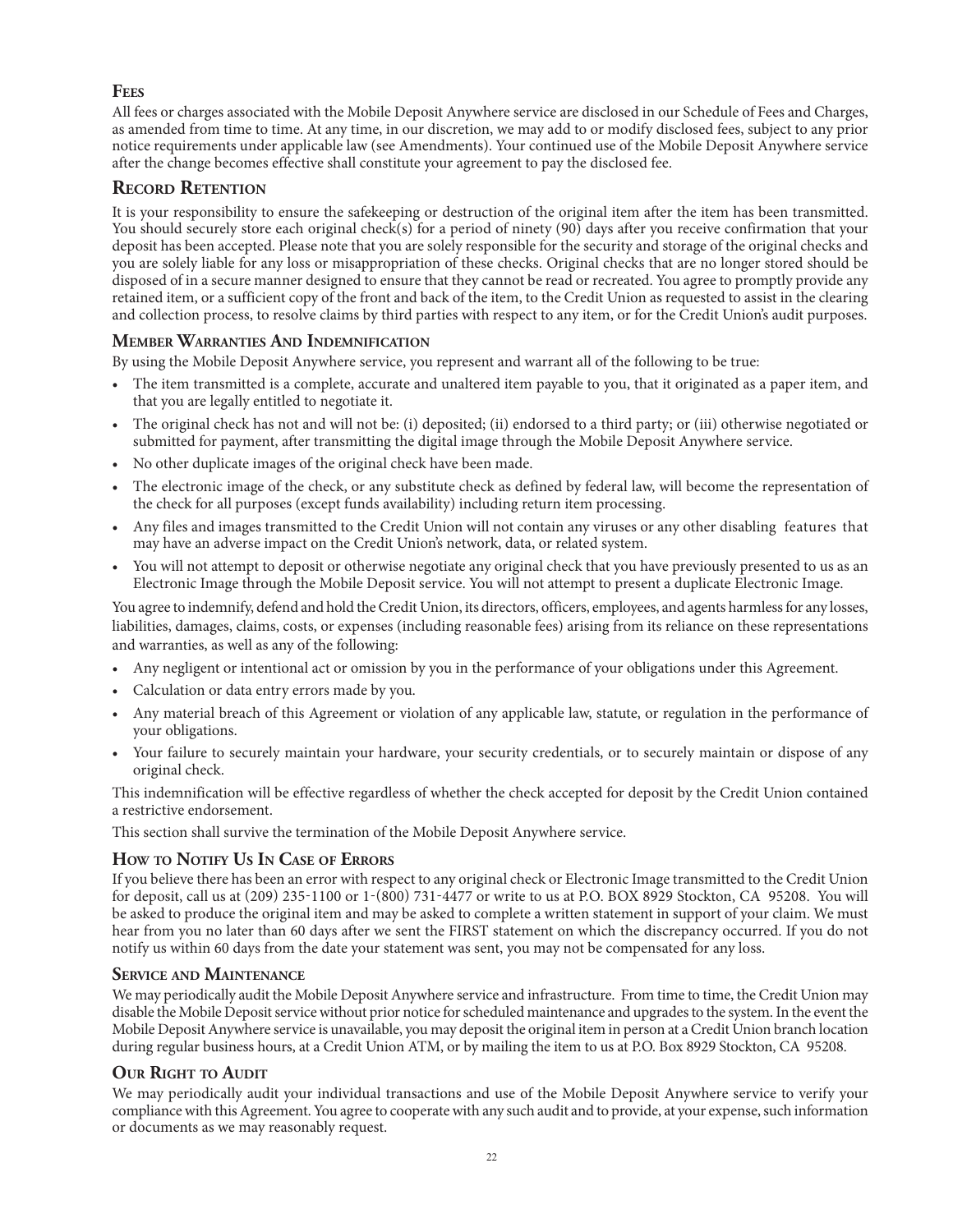## Fees

All fees or charges associated with the Mobile Deposit Anywhere service are disclosed in our Schedule of Fees and Charges, as amended from time to time. At any time, in our discretion, we may add to or modify disclosed fees, subject to any prior notice requirements under applicable law (see Amendments). Your continued use of the Mobile Deposit Anywhere service after the change becomes effective shall constitute your agreement to pay the disclosed fee.

## Record Retention

It is your responsibility to ensure the safekeeping or destruction of the original item after the item has been transmitted. You should securely store each original check(s) for a period of ninety (90) days after you receive confirmation that your deposit has been accepted. Please note that you are solely responsible for the security and storage of the original checks and you are solely liable for any loss or misappropriation of these checks. Original checks that are no longer stored should be disposed of in a secure manner designed to ensure that they cannot be read or recreated. You agree to promptly provide any retained item, or a sufficient copy of the front and back of the item, to the Credit Union as requested to assist in the clearing and collection process, to resolve claims by third parties with respect to any item, or for the Credit Union's audit purposes.

### Member Warranties And Indemnification

By using the Mobile Deposit Anywhere service, you represent and warrant all of the following to be true:

- The item transmitted is a complete, accurate and unaltered item payable to you, that it originated as a paper item, and that you are legally entitled to negotiate it.
- The original check has not and will not be: (i) deposited; (ii) endorsed to a third party; or (iii) otherwise negotiated or submitted for payment, after transmitting the digital image through the Mobile Deposit Anywhere service.
- No other duplicate images of the original check have been made.
- The electronic image of the check, or any substitute check as defined by federal law, will become the representation of the check for all purposes (except funds availability) including return item processing.
- Any files and images transmitted to the Credit Union will not contain any viruses or any other disabling features that may have an adverse impact on the Credit Union's network, data, or related system.
- You will not attempt to deposit or otherwise negotiate any original check that you have previously presented to us as an Electronic Image through the Mobile Deposit service. You will not attempt to present a duplicate Electronic Image.

You agree to indemnify, defend and hold the Credit Union, its directors, officers, employees, and agents harmless for any losses, liabilities, damages, claims, costs, or expenses (including reasonable fees) arising from its reliance on these representations and warranties, as well as any of the following:

- Any negligent or intentional act or omission by you in the performance of your obligations under this Agreement.
- Calculation or data entry errors made by you.
- Any material breach of this Agreement or violation of any applicable law, statute, or regulation in the performance of your obligations.
- Your failure to securely maintain your hardware, your security credentials, or to securely maintain or dispose of any original check.

This indemnification will be effective regardless of whether the check accepted for deposit by the Credit Union contained a restrictive endorsement.

This section shall survive the termination of the Mobile Deposit Anywhere service.

## How to Notify Us In Case of Errors

If you believe there has been an error with respect to any original check or Electronic Image transmitted to the Credit Union for deposit, call us at (209) 235-1100 or 1-(800) 731-4477 or write to us at P.O. BOX 8929 Stockton, CA 95208. You will be asked to produce the original item and may be asked to complete a written statement in support of your claim. We must hear from you no later than 60 days after we sent the FIRST statement on which the discrepancy occurred. If you do not notify us within 60 days from the date your statement was sent, you may not be compensated for any loss.

### Service and Maintenance

We may periodically audit the Mobile Deposit Anywhere service and infrastructure. From time to time, the Credit Union may disable the Mobile Deposit service without prior notice for scheduled maintenance and upgrades to the system. In the event the Mobile Deposit Anywhere service is unavailable, you may deposit the original item in person at a Credit Union branch location during regular business hours, at a Credit Union ATM, or by mailing the item to us at P.O. Box 8929 Stockton, CA 95208.

## Our Right to Audit

We may periodically audit your individual transactions and use of the Mobile Deposit Anywhere service to verify your compliance with this Agreement. You agree to cooperate with any such audit and to provide, at your expense, such information or documents as we may reasonably request.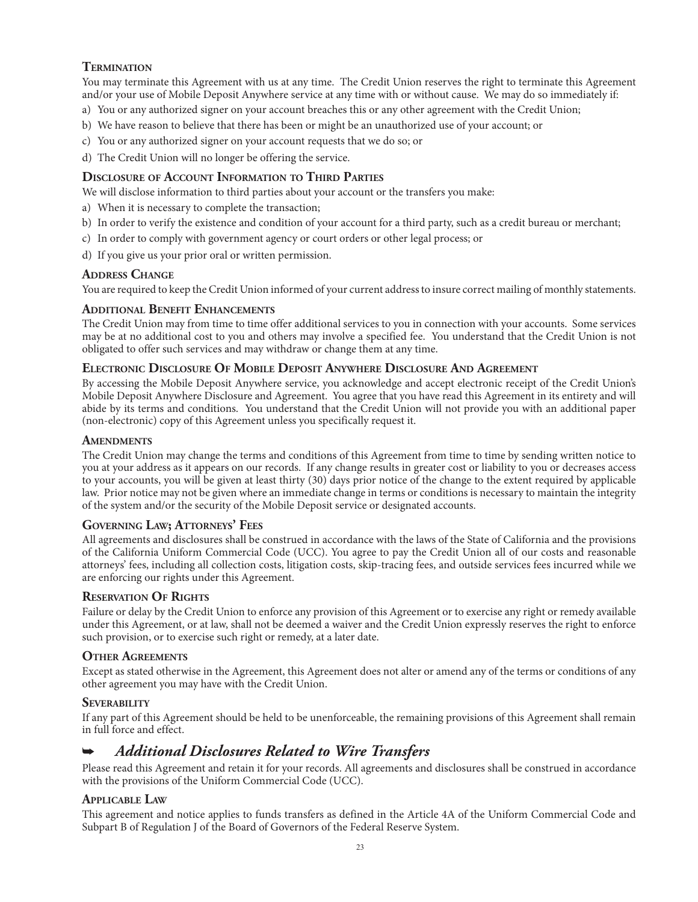### Termination

You may terminate this Agreement with us at any time. The Credit Union reserves the right to terminate this Agreement and/or your use of Mobile Deposit Anywhere service at any time with or without cause. We may do so immediately if:

a) You or any authorized signer on your account breaches this or any other agreement with the Credit Union;

b) We have reason to believe that there has been or might be an unauthorized use of your account; or

c) You or any authorized signer on your account requests that we do so; or

d) The Credit Union will no longer be offering the service.

### Disclosure of Account Information to Third Parties

We will disclose information to third parties about your account or the transfers you make:

a) When it is necessary to complete the transaction;

b) In order to verify the existence and condition of your account for a third party, such as a credit bureau or merchant;

c) In order to comply with government agency or court orders or other legal process; or

d) If you give us your prior oral or written permission.

### Address Change

You are required to keep the Credit Union informed of your current address to insure correct mailing of monthly statements.

### Additional Benefit Enhancements

The Credit Union may from time to time offer additional services to you in connection with your accounts. Some services may be at no additional cost to you and others may involve a specified fee. You understand that the Credit Union is not obligated to offer such services and may withdraw or change them at any time.

### Electronic Disclosure Of Mobile Deposit Anywhere Disclosure And Agreement

By accessing the Mobile Deposit Anywhere service, you acknowledge and accept electronic receipt of the Credit Union's Mobile Deposit Anywhere Disclosure and Agreement. You agree that you have read this Agreement in its entirety and will abide by its terms and conditions. You understand that the Credit Union will not provide you with an additional paper (non-electronic) copy of this Agreement unless you specifically request it.

### Amendments

The Credit Union may change the terms and conditions of this Agreement from time to time by sending written notice to you at your address as it appears on our records. If any change results in greater cost or liability to you or decreases access to your accounts, you will be given at least thirty (30) days prior notice of the change to the extent required by applicable law. Prior notice may not be given where an immediate change in terms or conditions is necessary to maintain the integrity of the system and/or the security of the Mobile Deposit service or designated accounts.

### Governing Law; Attorneys' Fees

All agreements and disclosures shall be construed in accordance with the laws of the State of California and the provisions of the California Uniform Commercial Code (UCC). You agree to pay the Credit Union all of our costs and reasonable attorneys' fees, including all collection costs, litigation costs, skip-tracing fees, and outside services fees incurred while we are enforcing our rights under this Agreement.

### Reservation Of Rights

Failure or delay by the Credit Union to enforce any provision of this Agreement or to exercise any right or remedy available under this Agreement, or at law, shall not be deemed a waiver and the Credit Union expressly reserves the right to enforce such provision, or to exercise such right or remedy, at a later date.

### Other Agreements

Except as stated otherwise in the Agreement, this Agreement does not alter or amend any of the terms or conditions of any other agreement you may have with the Credit Union.

### Severability

If any part of this Agreement should be held to be unenforceable, the remaining provisions of this Agreement shall remain in full force and effect.

## ➥ *Additional Disclosures Related to Wire Transfers*

Please read this Agreement and retain it for your records. All agreements and disclosures shall be construed in accordance with the provisions of the Uniform Commercial Code (UCC).

### Applicable Law

This agreement and notice applies to funds transfers as defined in the Article 4A of the Uniform Commercial Code and Subpart B of Regulation J of the Board of Governors of the Federal Reserve System.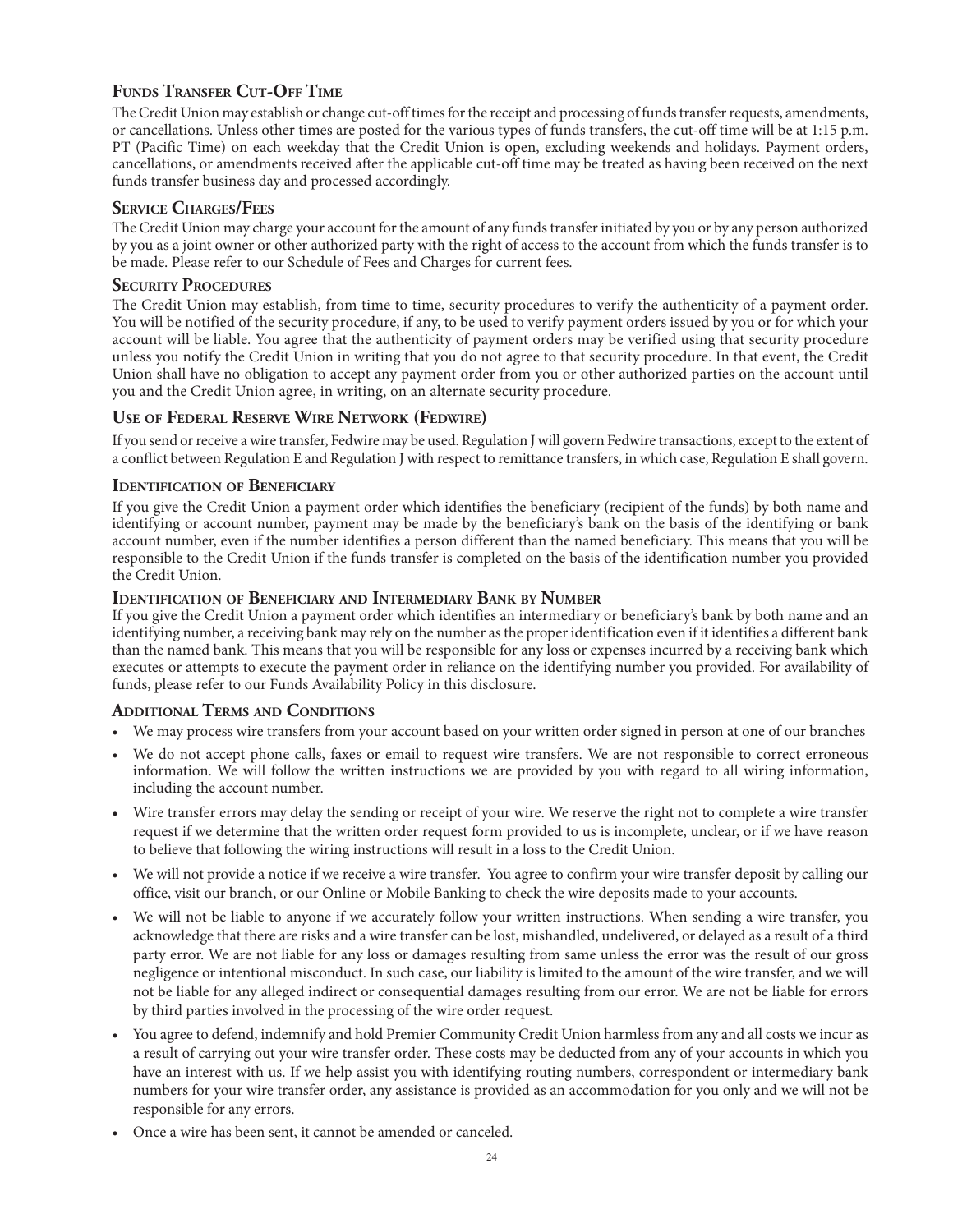### Funds Transfer Cut-Off Time

The Credit Union may establish or change cut-off times for the receipt and processing of funds transfer requests, amendments, or cancellations. Unless other times are posted for the various types of funds transfers, the cut-off time will be at 1:15 p.m. PT (Pacific Time) on each weekday that the Credit Union is open, excluding weekends and holidays. Payment orders, cancellations, or amendments received after the applicable cut-off time may be treated as having been received on the next funds transfer business day and processed accordingly.

### Service Charges/Fees

The Credit Union may charge your account for the amount of any funds transfer initiated by you or by any person authorized by you as a joint owner or other authorized party with the right of access to the account from which the funds transfer is to be made. Please refer to our Schedule of Fees and Charges for current fees.

### Security Procedures

The Credit Union may establish, from time to time, security procedures to verify the authenticity of a payment order. You will be notified of the security procedure, if any, to be used to verify payment orders issued by you or for which your account will be liable. You agree that the authenticity of payment orders may be verified using that security procedure unless you notify the Credit Union in writing that you do not agree to that security procedure. In that event, the Credit Union shall have no obligation to accept any payment order from you or other authorized parties on the account until you and the Credit Union agree, in writing, on an alternate security procedure.

### Use of Federal Reserve Wire Network (Fedwire)

If you send or receive a wire transfer, Fedwire may be used. Regulation J will govern Fedwire transactions, except to the extent of a conflict between Regulation E and Regulation J with respect to remittance transfers, in which case, Regulation E shall govern.

### Identification of Beneficiary

If you give the Credit Union a payment order which identifies the beneficiary (recipient of the funds) by both name and identifying or account number, payment may be made by the beneficiary's bank on the basis of the identifying or bank account number, even if the number identifies a person different than the named beneficiary. This means that you will be responsible to the Credit Union if the funds transfer is completed on the basis of the identification number you provided the Credit Union.

### Identification of Beneficiary and Intermediary Bank by Number

If you give the Credit Union a payment order which identifies an intermediary or beneficiary's bank by both name and an identifying number, a receiving bank may rely on the number as the proper identification even if it identifies a different bank than the named bank. This means that you will be responsible for any loss or expenses incurred by a receiving bank which executes or attempts to execute the payment order in reliance on the identifying number you provided. For availability of funds, please refer to our Funds Availability Policy in this disclosure.

### Additional Terms and Conditions

- We may process wire transfers from your account based on your written order signed in person at one of our branches
- We do not accept phone calls, faxes or email to request wire transfers. We are not responsible to correct erroneous information. We will follow the written instructions we are provided by you with regard to all wiring information, including the account number.
- Wire transfer errors may delay the sending or receipt of your wire. We reserve the right not to complete a wire transfer request if we determine that the written order request form provided to us is incomplete, unclear, or if we have reason to believe that following the wiring instructions will result in a loss to the Credit Union.
- We will not provide a notice if we receive a wire transfer. You agree to confirm your wire transfer deposit by calling our office, visit our branch, or our Online or Mobile Banking to check the wire deposits made to your accounts.
- We will not be liable to anyone if we accurately follow your written instructions. When sending a wire transfer, you acknowledge that there are risks and a wire transfer can be lost, mishandled, undelivered, or delayed as a result of a third party error. We are not liable for any loss or damages resulting from same unless the error was the result of our gross negligence or intentional misconduct. In such case, our liability is limited to the amount of the wire transfer, and we will not be liable for any alleged indirect or consequential damages resulting from our error. We are not be liable for errors by third parties involved in the processing of the wire order request.
- You agree to defend, indemnify and hold Premier Community Credit Union harmless from any and all costs we incur as a result of carrying out your wire transfer order. These costs may be deducted from any of your accounts in which you have an interest with us. If we help assist you with identifying routing numbers, correspondent or intermediary bank numbers for your wire transfer order, any assistance is provided as an accommodation for you only and we will not be responsible for any errors.
- Once a wire has been sent, it cannot be amended or canceled.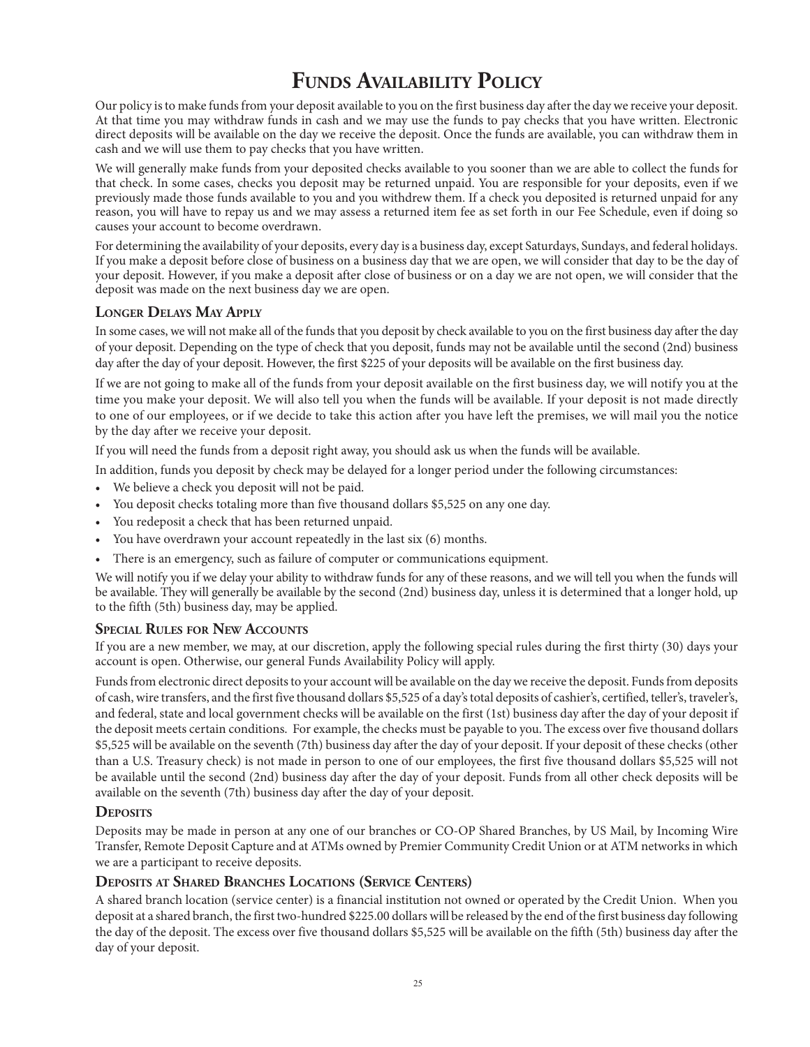# Funds Availability Policy

Our policy is to make funds from your deposit available to you on the first business day after the day we receive your deposit. At that time you may withdraw funds in cash and we may use the funds to pay checks that you have written. Electronic direct deposits will be available on the day we receive the deposit. Once the funds are available, you can withdraw them in cash and we will use them to pay checks that you have written.

We will generally make funds from your deposited checks available to you sooner than we are able to collect the funds for that check. In some cases, checks you deposit may be returned unpaid. You are responsible for your deposits, even if we previously made those funds available to you and you withdrew them. If a check you deposited is returned unpaid for any reason, you will have to repay us and we may assess a returned item fee as set forth in our Fee Schedule, even if doing so causes your account to become overdrawn.

For determining the availability of your deposits, every day is a business day, except Saturdays, Sundays, and federal holidays. If you make a deposit before close of business on a business day that we are open, we will consider that day to be the day of your deposit. However, if you make a deposit after close of business or on a day we are not open, we will consider that the deposit was made on the next business day we are open.

## Longer Delays May Apply

In some cases, we will not make all of the funds that you deposit by check available to you on the first business day after the day of your deposit. Depending on the type of check that you deposit, funds may not be available until the second (2nd) business day after the day of your deposit. However, the first $225 of your deposits will be available on the first business day.

If we are not going to make all of the funds from your deposit available on the first business day, we will notify you at the time you make your deposit. We will also tell you when the funds will be available. If your deposit is not made directly to one of our employees, or if we decide to take this action after you have left the premises, we will mail you the notice by the day after we receive your deposit.

If you will need the funds from a deposit right away, you should ask us when the funds will be available.

In addition, funds you deposit by check may be delayed for a longer period under the following circumstances:

- We believe a check you deposit will not be paid.
- You deposit checks totaling more than five thousand dollars $5,525 on any one day.
- You redeposit a check that has been returned unpaid.
- You have overdrawn your account repeatedly in the last six (6) months.
- There is an emergency, such as failure of computer or communications equipment.

We will notify you if we delay your ability to withdraw funds for any of these reasons, and we will tell you when the funds will be available. They will generally be available by the second (2nd) business day, unless it is determined that a longer hold, up to the fifth (5th) business day, may be applied.

## Special Rules for New Accounts

If you are a new member, we may, at our discretion, apply the following special rules during the first thirty (30) days your account is open. Otherwise, our general Funds Availability Policy will apply.

Funds from electronic direct deposits to your account will be available on the day we receive the deposit. Funds from deposits of cash, wire transfers, and the first five thousand dollars $5,525 of a day's total deposits of cashier's, certified, teller's, traveler's, and federal, state and local government checks will be available on the first (1st) business day after the day of your deposit if the deposit meets certain conditions. For example, the checks must be payable to you. The excess over five thousand dollars $5,525 will be available on the seventh (7th) business day after the day of your deposit. If your deposit of these checks (other than a U.S. Treasury check) is not made in person to one of our employees, the first five thousand dollars $5,525 will not be available until the second (2nd) business day after the day of your deposit. Funds from all other check deposits will be available on the seventh (7th) business day after the day of your deposit.

## Deposits

Deposits may be made in person at any one of our branches or CO-OP Shared Branches, by US Mail, by Incoming Wire Transfer, Remote Deposit Capture and at ATMs owned by Premier Community Credit Union or at ATM networks in which we are a participant to receive deposits.

## Deposits at Shared Branches Locations (Service Centers)

A shared branch location (service center) is a financial institution not owned or operated by the Credit Union. When you deposit at a shared branch, the first two-hundred $225.00 dollars will be released by the end of the first business day following the day of the deposit. The excess over five thousand dollars $5,525 will be available on the fifth (5th) business day after the day of your deposit.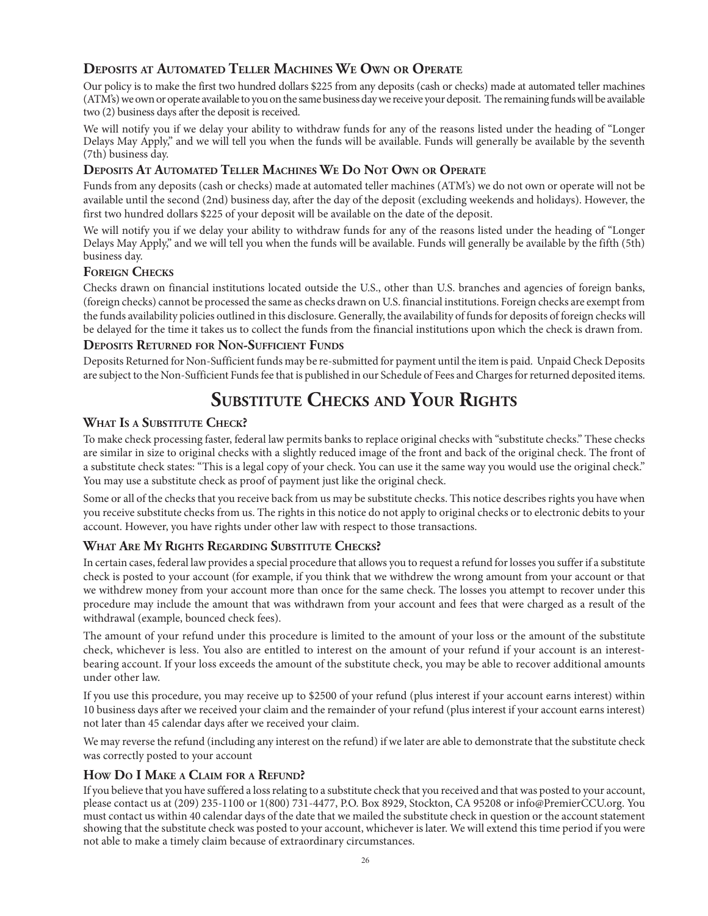### Deposits at Automated Teller Machines We Own or Operate

Our policy is to make the first two hundred dollars $225 from any deposits (cash or checks) made at automated teller machines (ATM's) we own or operate available to you on the same business day we receive your deposit. The remaining funds will be available two (2) business days after the deposit is received.

We will notify you if we delay your ability to withdraw funds for any of the reasons listed under the heading of "Longer Delays May Apply," and we will tell you when the funds will be available. Funds will generally be available by the seventh (7th) business day.

### Deposits At Automated Teller Machines We Do Not Own or Operate

Funds from any deposits (cash or checks) made at automated teller machines (ATM's) we do not own or operate will not be available until the second (2nd) business day, after the day of the deposit (excluding weekends and holidays). However, the first two hundred dollars $225 of your deposit will be available on the date of the deposit.

We will notify you if we delay your ability to withdraw funds for any of the reasons listed under the heading of "Longer Delays May Apply," and we will tell you when the funds will be available. Funds will generally be available by the fifth (5th) business day.

### Foreign Checks

Checks drawn on financial institutions located outside the U.S., other than U.S. branches and agencies of foreign banks, (foreign checks) cannot be processed the same as checks drawn on U.S. financial institutions. Foreign checks are exempt from the funds availability policies outlined in this disclosure. Generally, the availability of funds for deposits of foreign checks will be delayed for the time it takes us to collect the funds from the financial institutions upon which the check is drawn from.

### Deposits Returned for Non-Sufficient Funds

Deposits Returned for Non-Sufficient funds may be re-submitted for payment until the item is paid. Unpaid Check Deposits are subject to the Non-Sufficient Funds fee that is published in our Schedule of Fees and Charges for returned deposited items.

## Substitute Checks and Your Rights

### What Is a Substitute Check?

To make check processing faster, federal law permits banks to replace original checks with "substitute checks." These checks are similar in size to original checks with a slightly reduced image of the front and back of the original check. The front of a substitute check states: "This is a legal copy of your check. You can use it the same way you would use the original check." You may use a substitute check as proof of payment just like the original check.

Some or all of the checks that you receive back from us may be substitute checks. This notice describes rights you have when you receive substitute checks from us. The rights in this notice do not apply to original checks or to electronic debits to your account. However, you have rights under other law with respect to those transactions.

### What Are My Rights Regarding Substitute Checks?

In certain cases, federal law provides a special procedure that allows you to request a refund for losses you suffer if a substitute check is posted to your account (for example, if you think that we withdrew the wrong amount from your account or that we withdrew money from your account more than once for the same check. The losses you attempt to recover under this procedure may include the amount that was withdrawn from your account and fees that were charged as a result of the withdrawal (example, bounced check fees).

The amount of your refund under this procedure is limited to the amount of your loss or the amount of the substitute check, whichever is less. You also are entitled to interest on the amount of your refund if your account is an interest-bearing account. If your loss exceeds the amount of the substitute check, you may be able to recover additional amounts under other law.

If you use this procedure, you may receive up to $2500 of your refund (plus interest if your account earns interest) within 10 business days after we received your claim and the remainder of your refund (plus interest if your account earns interest) not later than 45 calendar days after we received your claim.

We may reverse the refund (including any interest on the refund) if we later are able to demonstrate that the substitute check was correctly posted to your account

### How Do I Make a Claim for a Refund?

If you believe that you have suffered a loss relating to a substitute check that you received and that was posted to your account, please contact us at (209) 235-1100 or 1(800) 731-4477, P.O. Box 8929, Stockton, CA 95208 or info@PremierCCU.org. You must contact us within 40 calendar days of the date that we mailed the substitute check in question or the account statement showing that the substitute check was posted to your account, whichever is later. We will extend this time period if you were not able to make a timely claim because of extraordinary circumstances.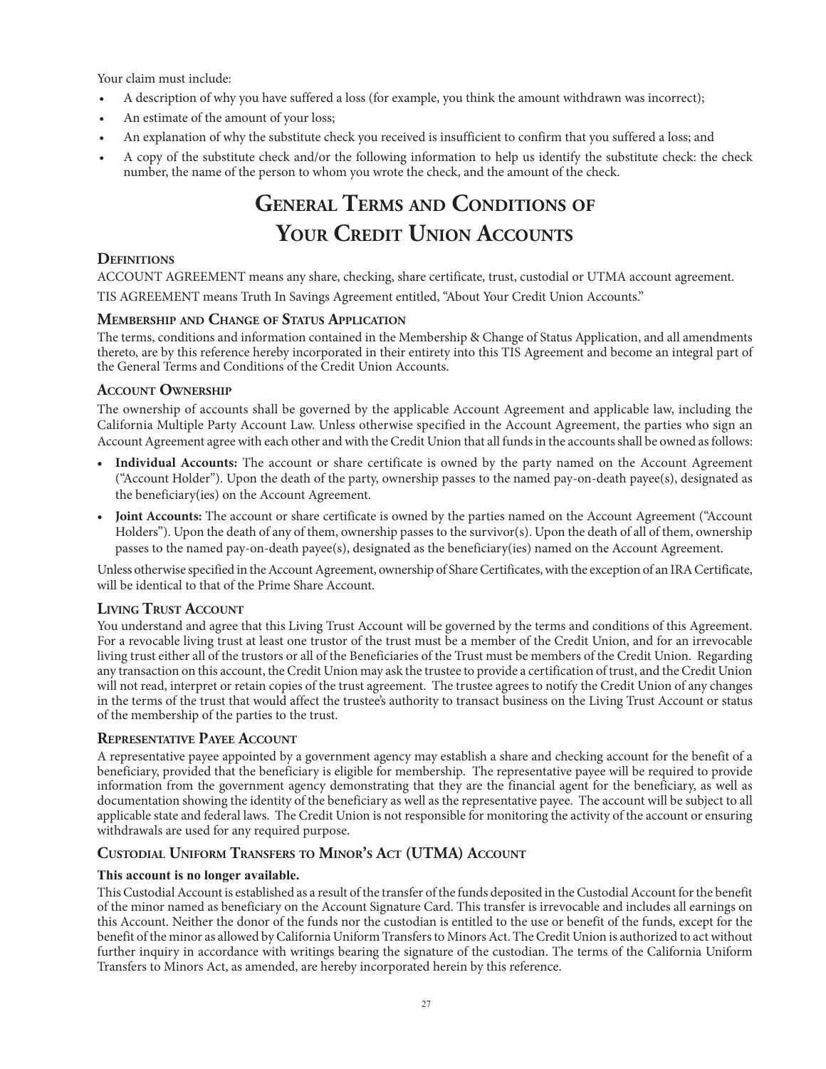Your claim must include:

- A description of why you have suffered a loss (for example, you think the amount withdrawn was incorrect);
- An estimate of the amount of your loss;
- An explanation of why the substitute check you received is insufficient to confirm that you suffered a loss; and
- A copy of the substitute check and/or the following information to help us identify the substitute check: the check number, the name of the person to whom you wrote the check, and the amount of the check.

# General Terms and Conditions of Your Credit Union Accounts

### Definitions

ACCOUNT AGREEMENT means any share, checking, share certificate, trust, custodial or UTMA account agreement.

TIS AGREEMENT means Truth In Savings Agreement entitled, "About Your Credit Union Accounts."

### Membership and Change of Status Application

The terms, conditions and information contained in the Membership & Change of Status Application, and all amendments thereto, are by this reference hereby incorporated in their entirety into this TIS Agreement and become an integral part of the General Terms and Conditions of the Credit Union Accounts.

### Account Ownership

The ownership of accounts shall be governed by the applicable Account Agreement and applicable law, including the California Multiple Party Account Law. Unless otherwise specified in the Account Agreement, the parties who sign an Account Agreement agree with each other and with the Credit Union that all funds in the accounts shall be owned as follows:

- **Individual Accounts:** The account or share certificate is owned by the party named on the Account Agreement ("Account Holder"). Upon the death of the party, ownership passes to the named pay-on-death payee(s), designated as the beneficiary(ies) on the Account Agreement.
- **Joint Accounts:** The account or share certificate is owned by the parties named on the Account Agreement ("Account Holders"). Upon the death of any of them, ownership passes to the survivor(s). Upon the death of all of them, ownership passes to the named pay-on-death payee(s), designated as the beneficiary(ies) named on the Account Agreement.

Unless otherwise specified in the Account Agreement, ownership of Share Certificates, with the exception of an IRA Certificate, will be identical to that of the Prime Share Account.

### Living Trust Account

You understand and agree that this Living Trust Account will be governed by the terms and conditions of this Agreement. For a revocable living trust at least one trustor of the trust must be a member of the Credit Union, and for an irrevocable living trust either all of the trustors or all of the Beneficiaries of the Trust must be members of the Credit Union. Regarding any transaction on this account, the Credit Union may ask the trustee to provide a certification of trust, and the Credit Union will not read, interpret or retain copies of the trust agreement. The trustee agrees to notify the Credit Union of any changes in the terms of the trust that would affect the trustee's authority to transact business on the Living Trust Account or status of the membership of the parties to the trust.

### Representative Payee Account

A representative payee appointed by a government agency may establish a share and checking account for the benefit of a beneficiary, provided that the beneficiary is eligible for membership. The representative payee will be required to provide information from the government agency demonstrating that they are the financial agent for the beneficiary, as well as documentation showing the identity of the beneficiary as well as the representative payee. The account will be subject to all applicable state and federal laws. The Credit Union is not responsible for monitoring the activity of the account or ensuring withdrawals are used for any required purpose.

### Custodial Uniform Transfers to Minor's Act (UTMA) Account

**This account is no longer available.**

This Custodial Account is established as a result of the transfer of the funds deposited in the Custodial Account for the benefit of the minor named as beneficiary on the Account Signature Card. This transfer is irrevocable and includes all earnings on this Account. Neither the donor of the funds nor the custodian is entitled to the use or benefit of the funds, except for the benefit of the minor as allowed by California Uniform Transfers to Minors Act. The Credit Union is authorized to act without further inquiry in accordance with writings bearing the signature of the custodian. The terms of the California Uniform Transfers to Minors Act, as amended, are hereby incorporated herein by this reference.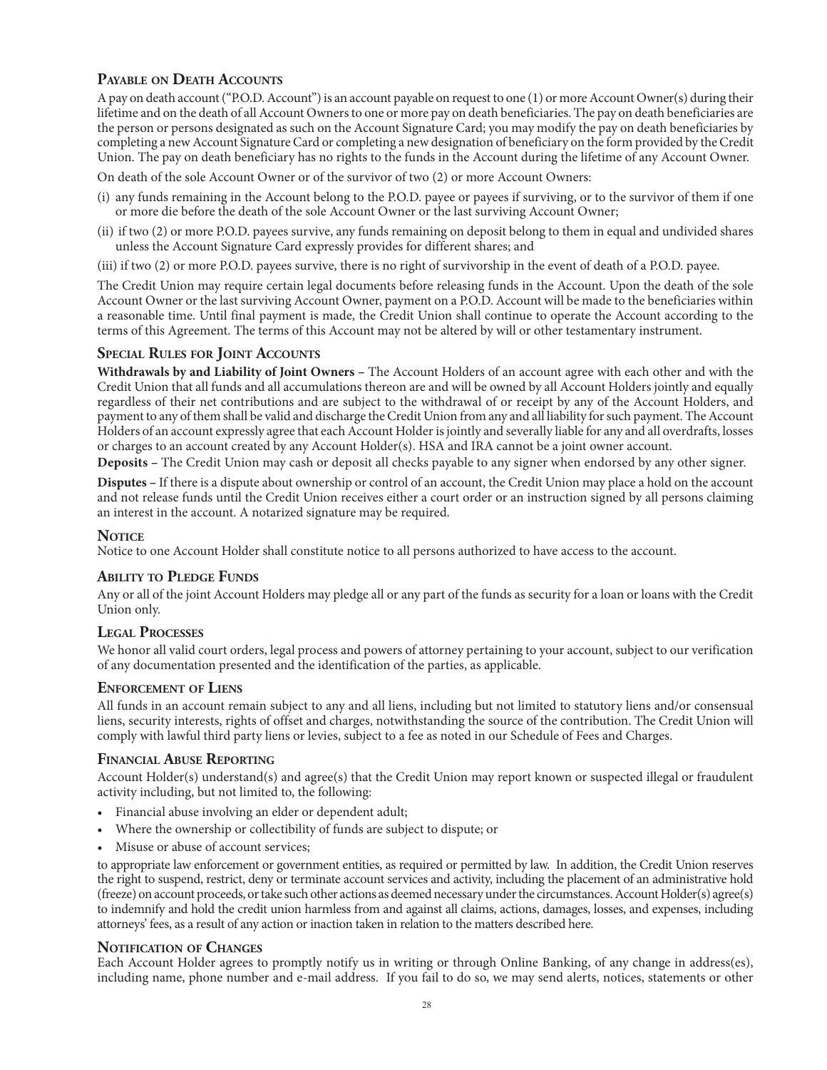## Payable on Death Accounts

A pay on death account ("P.O.D. Account") is an account payable on request to one (1) or more Account Owner(s) during their lifetime and on the death of all Account Owners to one or more pay on death beneficiaries. The pay on death beneficiaries are the person or persons designated as such on the Account Signature Card; you may modify the pay on death beneficiaries by completing a new Account Signature Card or completing a new designation of beneficiary on the form provided by the Credit Union. The pay on death beneficiary has no rights to the funds in the Account during the lifetime of any Account Owner.

On death of the sole Account Owner or of the survivor of two (2) or more Account Owners:

(i) any funds remaining in the Account belong to the P.O.D. payee or payees if surviving, or to the survivor of them if one or more die before the death of the sole Account Owner or the last surviving Account Owner;

(ii) if two (2) or more P.O.D. payees survive, any funds remaining on deposit belong to them in equal and undivided shares unless the Account Signature Card expressly provides for different shares; and

(iii) if two (2) or more P.O.D. payees survive, there is no right of survivorship in the event of death of a P.O.D. payee.

The Credit Union may require certain legal documents before releasing funds in the Account. Upon the death of the sole Account Owner or the last surviving Account Owner, payment on a P.O.D. Account will be made to the beneficiaries within a reasonable time. Until final payment is made, the Credit Union shall continue to operate the Account according to the terms of this Agreement. The terms of this Account may not be altered by will or other testamentary instrument.

## Special Rules for Joint Accounts

**Withdrawals by and Liability of Joint Owners –** The Account Holders of an account agree with each other and with the Credit Union that all funds and all accumulations thereon are and will be owned by all Account Holders jointly and equally regardless of their net contributions and are subject to the withdrawal of or receipt by any of the Account Holders, and payment to any of them shall be valid and discharge the Credit Union from any and all liability for such payment. The Account Holders of an account expressly agree that each Account Holder is jointly and severally liable for any and all overdrafts, losses or charges to an account created by any Account Holder(s). HSA and IRA cannot be a joint owner account.

**Deposits –** The Credit Union may cash or deposit all checks payable to any signer when endorsed by any other signer.

**Disputes –** If there is a dispute about ownership or control of an account, the Credit Union may place a hold on the account and not release funds until the Credit Union receives either a court order or an instruction signed by all persons claiming an interest in the account. A notarized signature may be required.

## Notice

Notice to one Account Holder shall constitute notice to all persons authorized to have access to the account.

## Ability to Pledge Funds

Any or all of the joint Account Holders may pledge all or any part of the funds as security for a loan or loans with the Credit Union only.

## Legal Processes

We honor all valid court orders, legal process and powers of attorney pertaining to your account, subject to our verification of any documentation presented and the identification of the parties, as applicable.

## Enforcement of Liens

All funds in an account remain subject to any and all liens, including but not limited to statutory liens and/or consensual liens, security interests, rights of offset and charges, notwithstanding the source of the contribution. The Credit Union will comply with lawful third party liens or levies, subject to a fee as noted in our Schedule of Fees and Charges.

## Financial Abuse Reporting

Account Holder(s) understand(s) and agree(s) that the Credit Union may report known or suspected illegal or fraudulent activity including, but not limited to, the following:

- Financial abuse involving an elder or dependent adult;
- Where the ownership or collectibility of funds are subject to dispute; or
- Misuse or abuse of account services;

to appropriate law enforcement or government entities, as required or permitted by law. In addition, the Credit Union reserves the right to suspend, restrict, deny or terminate account services and activity, including the placement of an administrative hold (freeze) on account proceeds, or take such other actions as deemed necessary under the circumstances. Account Holder(s) agree(s) to indemnify and hold the credit union harmless from and against all claims, actions, damages, losses, and expenses, including attorneys' fees, as a result of any action or inaction taken in relation to the matters described here.

## Notification of Changes

Each Account Holder agrees to promptly notify us in writing or through Online Banking, of any change in address(es), including name, phone number and e-mail address. If you fail to do so, we may send alerts, notices, statements or other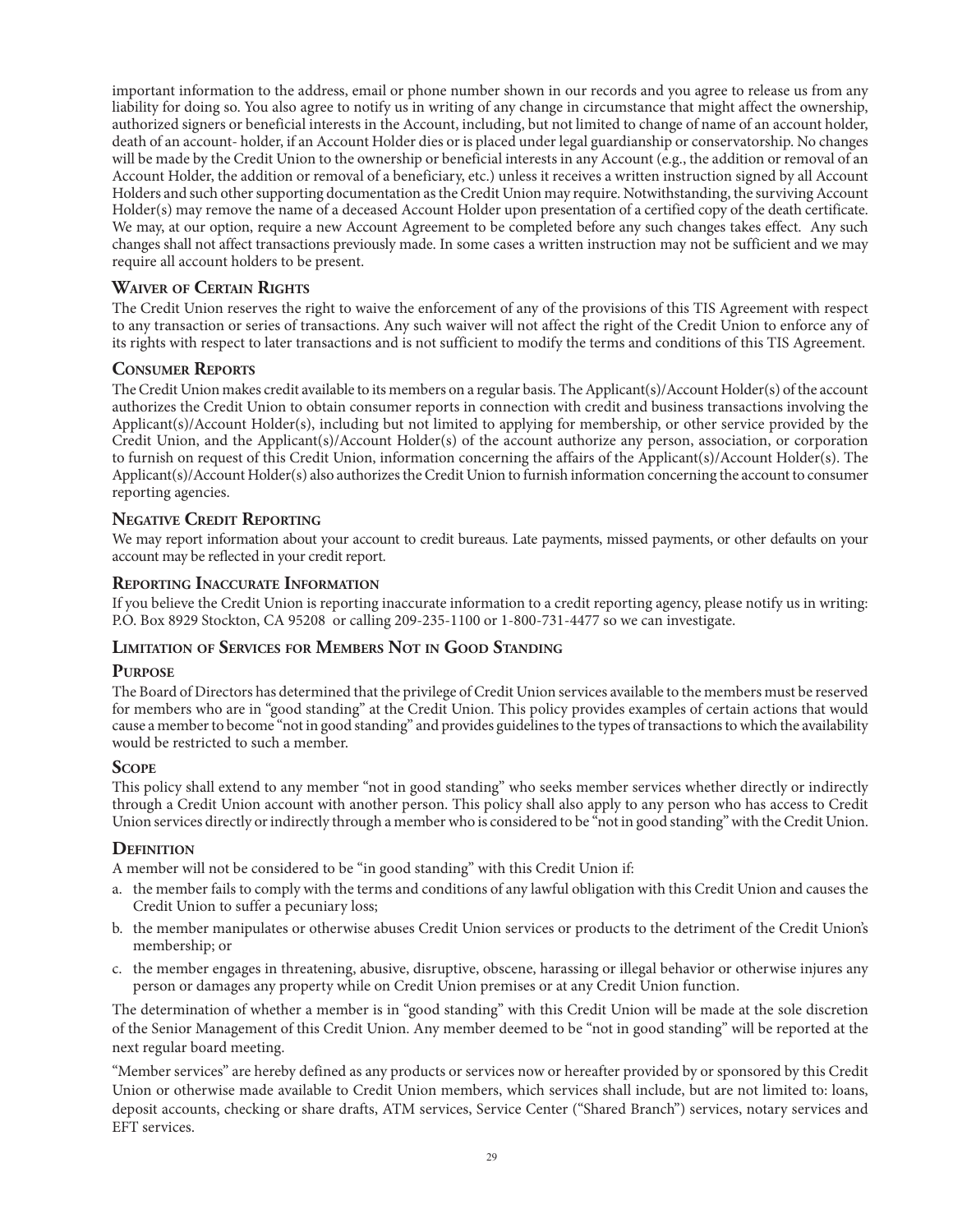important information to the address, email or phone number shown in our records and you agree to release us from any liability for doing so. You also agree to notify us in writing of any change in circumstance that might affect the ownership, authorized signers or beneficial interests in the Account, including, but not limited to change of name of an account holder, death of an account- holder, if an Account Holder dies or is placed under legal guardianship or conservatorship. No changes will be made by the Credit Union to the ownership or beneficial interests in any Account (e.g., the addition or removal of an Account Holder, the addition or removal of a beneficiary, etc.) unless it receives a written instruction signed by all Account Holders and such other supporting documentation as the Credit Union may require. Notwithstanding, the surviving Account Holder(s) may remove the name of a deceased Account Holder upon presentation of a certified copy of the death certificate. We may, at our option, require a new Account Agreement to be completed before any such changes takes effect. Any such changes shall not affect transactions previously made. In some cases a written instruction may not be sufficient and we may require all account holders to be present.

### Waiver of Certain Rights

The Credit Union reserves the right to waive the enforcement of any of the provisions of this TIS Agreement with respect to any transaction or series of transactions. Any such waiver will not affect the right of the Credit Union to enforce any of its rights with respect to later transactions and is not sufficient to modify the terms and conditions of this TIS Agreement.

### Consumer Reports

The Credit Union makes credit available to its members on a regular basis. The Applicant(s)/Account Holder(s) of the account authorizes the Credit Union to obtain consumer reports in connection with credit and business transactions involving the Applicant(s)/Account Holder(s), including but not limited to applying for membership, or other service provided by the Credit Union, and the Applicant(s)/Account Holder(s) of the account authorize any person, association, or corporation to furnish on request of this Credit Union, information concerning the affairs of the Applicant(s)/Account Holder(s). The Applicant(s)/Account Holder(s) also authorizes the Credit Union to furnish information concerning the account to consumer reporting agencies.

### Negative Credit Reporting

We may report information about your account to credit bureaus. Late payments, missed payments, or other defaults on your account may be reflected in your credit report.

### Reporting Inaccurate Information

If you believe the Credit Union is reporting inaccurate information to a credit reporting agency, please notify us in writing: P.O. Box 8929 Stockton, CA 95208 or calling 209-235-1100 or 1-800-731-4477 so we can investigate.

### Limitation of Services for Members Not in Good Standing

### Purpose

The Board of Directors has determined that the privilege of Credit Union services available to the members must be reserved for members who are in "good standing" at the Credit Union. This policy provides examples of certain actions that would cause a member to become "not in good standing" and provides guidelines to the types of transactions to which the availability would be restricted to such a member.

### Scope

This policy shall extend to any member "not in good standing" who seeks member services whether directly or indirectly through a Credit Union account with another person. This policy shall also apply to any person who has access to Credit Union services directly or indirectly through a member who is considered to be "not in good standing" with the Credit Union.

### Definition

A member will not be considered to be "in good standing" with this Credit Union if:

a. the member fails to comply with the terms and conditions of any lawful obligation with this Credit Union and causes the Credit Union to suffer a pecuniary loss;

b. the member manipulates or otherwise abuses Credit Union services or products to the detriment of the Credit Union's membership; or

c. the member engages in threatening, abusive, disruptive, obscene, harassing or illegal behavior or otherwise injures any person or damages any property while on Credit Union premises or at any Credit Union function.

The determination of whether a member is in "good standing" with this Credit Union will be made at the sole discretion of the Senior Management of this Credit Union. Any member deemed to be "not in good standing" will be reported at the next regular board meeting.

"Member services" are hereby defined as any products or services now or hereafter provided by or sponsored by this Credit Union or otherwise made available to Credit Union members, which services shall include, but are not limited to: loans, deposit accounts, checking or share drafts, ATM services, Service Center ("Shared Branch") services, notary services and EFT services.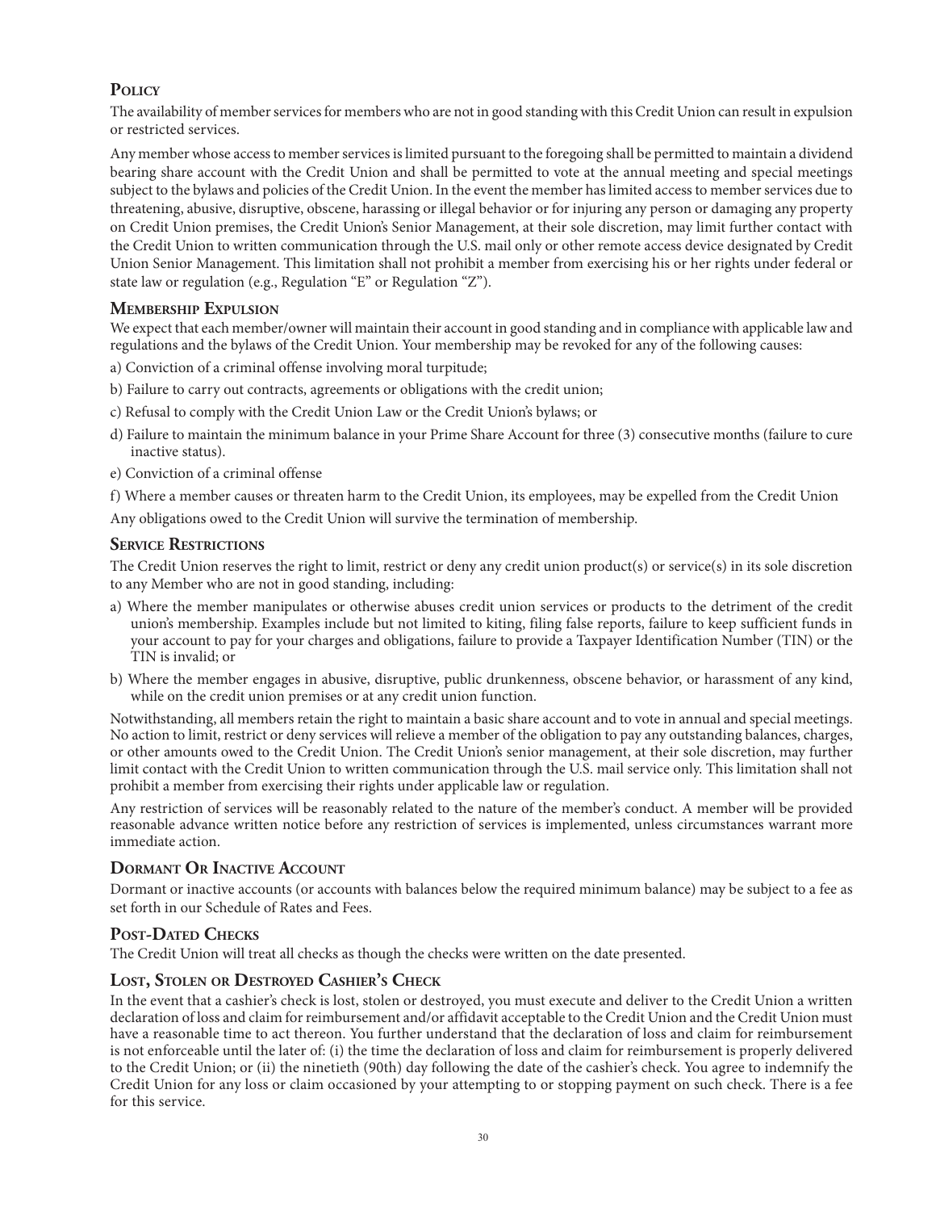## Policy

The availability of member services for members who are not in good standing with this Credit Union can result in expulsion or restricted services.

Any member whose access to member services is limited pursuant to the foregoing shall be permitted to maintain a dividend bearing share account with the Credit Union and shall be permitted to vote at the annual meeting and special meetings subject to the bylaws and policies of the Credit Union. In the event the member has limited access to member services due to threatening, abusive, disruptive, obscene, harassing or illegal behavior or for injuring any person or damaging any property on Credit Union premises, the Credit Union's Senior Management, at their sole discretion, may limit further contact with the Credit Union to written communication through the U.S. mail only or other remote access device designated by Credit Union Senior Management. This limitation shall not prohibit a member from exercising his or her rights under federal or state law or regulation (e.g., Regulation "E" or Regulation "Z").

## Membership Expulsion

We expect that each member/owner will maintain their account in good standing and in compliance with applicable law and regulations and the bylaws of the Credit Union. Your membership may be revoked for any of the following causes:

a) Conviction of a criminal offense involving moral turpitude;

b) Failure to carry out contracts, agreements or obligations with the credit union;

c) Refusal to comply with the Credit Union Law or the Credit Union's bylaws; or

d) Failure to maintain the minimum balance in your Prime Share Account for three (3) consecutive months (failure to cure inactive status).

e) Conviction of a criminal offense

f) Where a member causes or threaten harm to the Credit Union, its employees, may be expelled from the Credit Union

Any obligations owed to the Credit Union will survive the termination of membership.

## Service Restrictions

The Credit Union reserves the right to limit, restrict or deny any credit union product(s) or service(s) in its sole discretion to any Member who are not in good standing, including:

a) Where the member manipulates or otherwise abuses credit union services or products to the detriment of the credit union's membership. Examples include but not limited to kiting, filing false reports, failure to keep sufficient funds in your account to pay for your charges and obligations, failure to provide a Taxpayer Identification Number (TIN) or the TIN is invalid; or

b) Where the member engages in abusive, disruptive, public drunkenness, obscene behavior, or harassment of any kind, while on the credit union premises or at any credit union function.

Notwithstanding, all members retain the right to maintain a basic share account and to vote in annual and special meetings. No action to limit, restrict or deny services will relieve a member of the obligation to pay any outstanding balances, charges, or other amounts owed to the Credit Union. The Credit Union's senior management, at their sole discretion, may further limit contact with the Credit Union to written communication through the U.S. mail service only. This limitation shall not prohibit a member from exercising their rights under applicable law or regulation.

Any restriction of services will be reasonably related to the nature of the member's conduct. A member will be provided reasonable advance written notice before any restriction of services is implemented, unless circumstances warrant more immediate action.

## Dormant Or Inactive Account

Dormant or inactive accounts (or accounts with balances below the required minimum balance) may be subject to a fee as set forth in our Schedule of Rates and Fees.

## Post-Dated Checks

The Credit Union will treat all checks as though the checks were written on the date presented.

## Lost, Stolen or Destroyed Cashier's Check

In the event that a cashier's check is lost, stolen or destroyed, you must execute and deliver to the Credit Union a written declaration of loss and claim for reimbursement and/or affidavit acceptable to the Credit Union and the Credit Union must have a reasonable time to act thereon. You further understand that the declaration of loss and claim for reimbursement is not enforceable until the later of: (i) the time the declaration of loss and claim for reimbursement is properly delivered to the Credit Union; or (ii) the ninetieth (90th) day following the date of the cashier's check. You agree to indemnify the Credit Union for any loss or claim occasioned by your attempting to or stopping payment on such check. There is a fee for this service.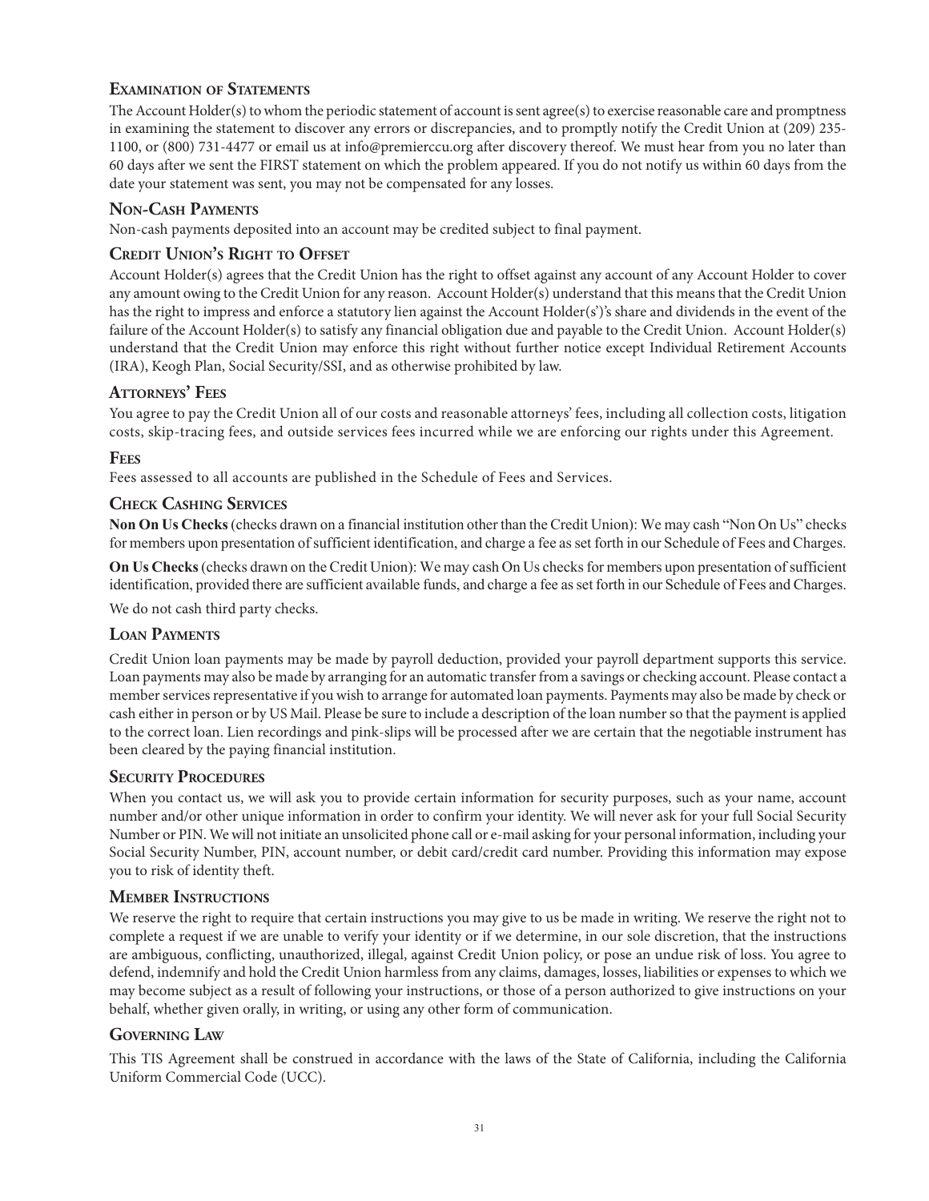## Examination of Statements

The Account Holder(s) to whom the periodic statement of account is sent agree(s) to exercise reasonable care and promptness in examining the statement to discover any errors or discrepancies, and to promptly notify the Credit Union at (209) 235-1100, or (800) 731-4477 or email us at info@premierccu.org after discovery thereof. We must hear from you no later than 60 days after we sent the FIRST statement on which the problem appeared. If you do not notify us within 60 days from the date your statement was sent, you may not be compensated for any losses.

## Non-Cash Payments

Non-cash payments deposited into an account may be credited subject to final payment.

## Credit Union's Right to Offset

Account Holder(s) agrees that the Credit Union has the right to offset against any account of any Account Holder to cover any amount owing to the Credit Union for any reason. Account Holder(s) understand that this means that the Credit Union has the right to impress and enforce a statutory lien against the Account Holder(s')'s share and dividends in the event of the failure of the Account Holder(s) to satisfy any financial obligation due and payable to the Credit Union. Account Holder(s) understand that the Credit Union may enforce this right without further notice except Individual Retirement Accounts (IRA), Keogh Plan, Social Security/SSI, and as otherwise prohibited by law.

## Attorneys' Fees

You agree to pay the Credit Union all of our costs and reasonable attorneys' fees, including all collection costs, litigation costs, skip-tracing fees, and outside services fees incurred while we are enforcing our rights under this Agreement.

## Fees

Fees assessed to all accounts are published in the Schedule of Fees and Services.

## Check Cashing Services

**Non On Us Checks** (checks drawn on a financial institution other than the Credit Union): We may cash "Non On Us" checks for members upon presentation of sufficient identification, and charge a fee as set forth in our Schedule of Fees and Charges.

**On Us Checks** (checks drawn on the Credit Union): We may cash On Us checks for members upon presentation of sufficient identification, provided there are sufficient available funds, and charge a fee as set forth in our Schedule of Fees and Charges.

We do not cash third party checks.

## Loan Payments

Credit Union loan payments may be made by payroll deduction, provided your payroll department supports this service. Loan payments may also be made by arranging for an automatic transfer from a savings or checking account. Please contact a member services representative if you wish to arrange for automated loan payments. Payments may also be made by check or cash either in person or by US Mail. Please be sure to include a description of the loan number so that the payment is applied to the correct loan. Lien recordings and pink-slips will be processed after we are certain that the negotiable instrument has been cleared by the paying financial institution.

## Security Procedures

When you contact us, we will ask you to provide certain information for security purposes, such as your name, account number and/or other unique information in order to confirm your identity. We will never ask for your full Social Security Number or PIN. We will not initiate an unsolicited phone call or e-mail asking for your personal information, including your Social Security Number, PIN, account number, or debit card/credit card number. Providing this information may expose you to risk of identity theft.

## Member Instructions

We reserve the right to require that certain instructions you may give to us be made in writing. We reserve the right not to complete a request if we are unable to verify your identity or if we determine, in our sole discretion, that the instructions are ambiguous, conflicting, unauthorized, illegal, against Credit Union policy, or pose an undue risk of loss. You agree to defend, indemnify and hold the Credit Union harmless from any claims, damages, losses, liabilities or expenses to which we may become subject as a result of following your instructions, or those of a person authorized to give instructions on your behalf, whether given orally, in writing, or using any other form of communication.

## Governing Law

This TIS Agreement shall be construed in accordance with the laws of the State of California, including the California Uniform Commercial Code (UCC).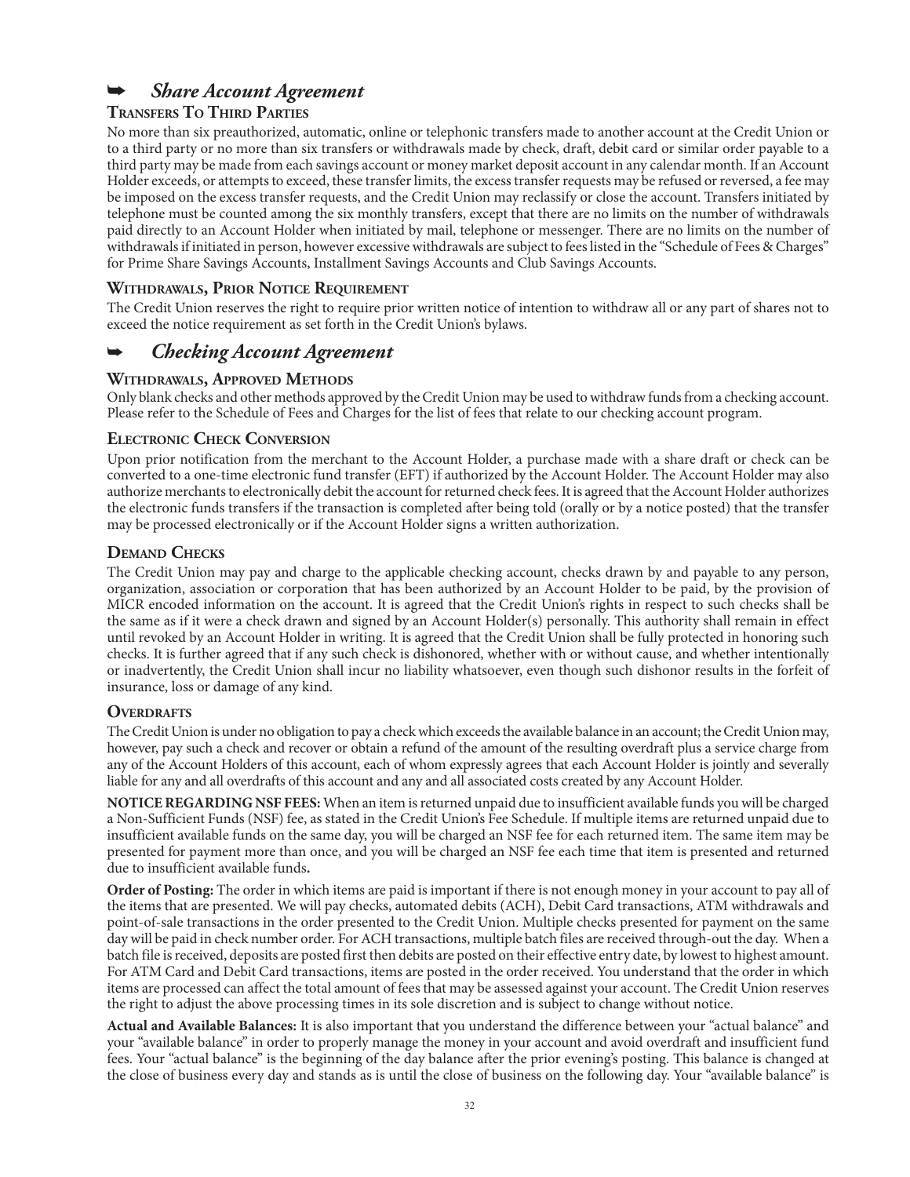## ➥ *Share Account Agreement*

### Transfers To Third Parties

No more than six preauthorized, automatic, online or telephonic transfers made to another account at the Credit Union or to a third party or no more than six transfers or withdrawals made by check, draft, debit card or similar order payable to a third party may be made from each savings account or money market deposit account in any calendar month. If an Account Holder exceeds, or attempts to exceed, these transfer limits, the excess transfer requests may be refused or reversed, a fee may be imposed on the excess transfer requests, and the Credit Union may reclassify or close the account. Transfers initiated by telephone must be counted among the six monthly transfers, except that there are no limits on the number of withdrawals paid directly to an Account Holder when initiated by mail, telephone or messenger. There are no limits on the number of withdrawals if initiated in person, however excessive withdrawals are subject to fees listed in the "Schedule of Fees & Charges" for Prime Share Savings Accounts, Installment Savings Accounts and Club Savings Accounts.

### Withdrawals, Prior Notice Requirement

The Credit Union reserves the right to require prior written notice of intention to withdraw all or any part of shares not to exceed the notice requirement as set forth in the Credit Union's bylaws.

## ➥ *Checking Account Agreement*

### Withdrawals, Approved Methods

Only blank checks and other methods approved by the Credit Union may be used to withdraw funds from a checking account. Please refer to the Schedule of Fees and Charges for the list of fees that relate to our checking account program.

### Electronic Check Conversion

Upon prior notification from the merchant to the Account Holder, a purchase made with a share draft or check can be converted to a one-time electronic fund transfer (EFT) if authorized by the Account Holder. The Account Holder may also authorize merchants to electronically debit the account for returned check fees. It is agreed that the Account Holder authorizes the electronic funds transfers if the transaction is completed after being told (orally or by a notice posted) that the transfer may be processed electronically or if the Account Holder signs a written authorization.

### Demand Checks

The Credit Union may pay and charge to the applicable checking account, checks drawn by and payable to any person, organization, association or corporation that has been authorized by an Account Holder to be paid, by the provision of MICR encoded information on the account. It is agreed that the Credit Union's rights in respect to such checks shall be the same as if it were a check drawn and signed by an Account Holder(s) personally. This authority shall remain in effect until revoked by an Account Holder in writing. It is agreed that the Credit Union shall be fully protected in honoring such checks. It is further agreed that if any such check is dishonored, whether with or without cause, and whether intentionally or inadvertently, the Credit Union shall incur no liability whatsoever, even though such dishonor results in the forfeit of insurance, loss or damage of any kind.

### Overdrafts

The Credit Union is under no obligation to pay a check which exceeds the available balance in an account; the Credit Union may, however, pay such a check and recover or obtain a refund of the amount of the resulting overdraft plus a service charge from any of the Account Holders of this account, each of whom expressly agrees that each Account Holder is jointly and severally liable for any and all overdrafts of this account and any and all associated costs created by any Account Holder.

**NOTICE REGARDING NSF FEES:** When an item is returned unpaid due to insufficient available funds you will be charged a Non-Sufficient Funds (NSF) fee, as stated in the Credit Union's Fee Schedule. If multiple items are returned unpaid due to insufficient available funds on the same day, you will be charged an NSF fee for each returned item. The same item may be presented for payment more than once, and you will be charged an NSF fee each time that item is presented and returned due to insufficient available funds**.**

**Order of Posting:** The order in which items are paid is important if there is not enough money in your account to pay all of the items that are presented. We will pay checks, automated debits (ACH), Debit Card transactions, ATM withdrawals and point-of-sale transactions in the order presented to the Credit Union. Multiple checks presented for payment on the same day will be paid in check number order. For ACH transactions, multiple batch files are received through-out the day. When a batch file is received, deposits are posted first then debits are posted on their effective entry date, by lowest to highest amount. For ATM Card and Debit Card transactions, items are posted in the order received. You understand that the order in which items are processed can affect the total amount of fees that may be assessed against your account. The Credit Union reserves the right to adjust the above processing times in its sole discretion and is subject to change without notice.

**Actual and Available Balances:** It is also important that you understand the difference between your "actual balance" and your "available balance" in order to properly manage the money in your account and avoid overdraft and insufficient fund fees. Your "actual balance" is the beginning of the day balance after the prior evening's posting. This balance is changed at the close of business every day and stands as is until the close of business on the following day. Your "available balance" is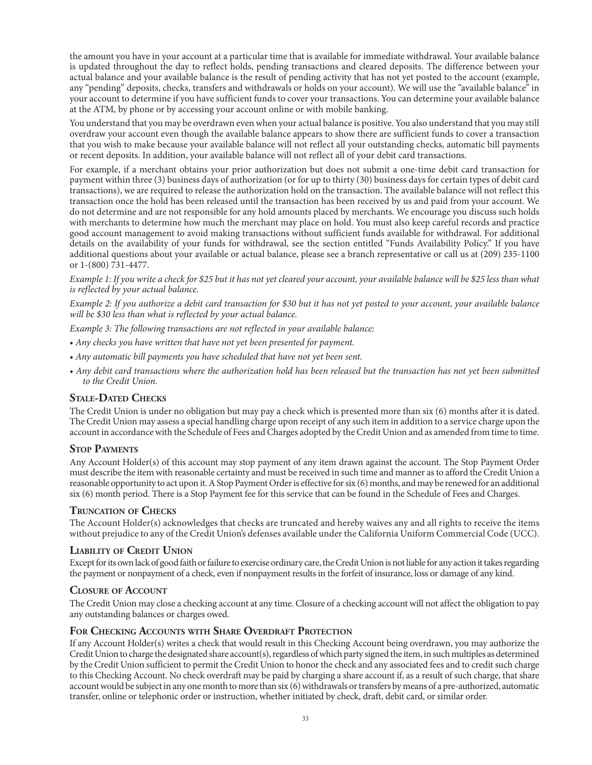the amount you have in your account at a particular time that is available for immediate withdrawal. Your available balance is updated throughout the day to reflect holds, pending transactions and cleared deposits. The difference between your actual balance and your available balance is the result of pending activity that has not yet posted to the account (example, any "pending" deposits, checks, transfers and withdrawals or holds on your account). We will use the "available balance" in your account to determine if you have sufficient funds to cover your transactions. You can determine your available balance at the ATM, by phone or by accessing your account online or with mobile banking.

You understand that you may be overdrawn even when your actual balance is positive. You also understand that you may still overdraw your account even though the available balance appears to show there are sufficient funds to cover a transaction that you wish to make because your available balance will not reflect all your outstanding checks, automatic bill payments or recent deposits. In addition, your available balance will not reflect all of your debit card transactions.

For example, if a merchant obtains your prior authorization but does not submit a one-time debit card transaction for payment within three (3) business days of authorization (or for up to thirty (30) business days for certain types of debit card transactions), we are required to release the authorization hold on the transaction. The available balance will not reflect this transaction once the hold has been released until the transaction has been received by us and paid from your account. We do not determine and are not responsible for any hold amounts placed by merchants. We encourage you discuss such holds with merchants to determine how much the merchant may place on hold. You must also keep careful records and practice good account management to avoid making transactions without sufficient funds available for withdrawal. For additional details on the availability of your funds for withdrawal, see the section entitled "Funds Availability Policy." If you have additional questions about your available or actual balance, please see a branch representative or call us at (209) 235-1100 or 1-(800) 731-4477.

*Example 1: If you write a check for $25 but it has not yet cleared your account, your available balance will be $25 less than what is reflected by your actual balance.*

*Example 2: If you authorize a debit card transaction for $30 but it has not yet posted to your account, your available balance will be $30 less than what is reflected by your actual balance.*

*Example 3: The following transactions are not reflected in your available balance:*

- *Any checks you have written that have not yet been presented for payment.*
- *Any automatic bill payments you have scheduled that have not yet been sent.*
- *Any debit card transactions where the authorization hold has been released but the transaction has not yet been submitted to the Credit Union.*

### Stale-Dated Checks

The Credit Union is under no obligation but may pay a check which is presented more than six (6) months after it is dated. The Credit Union may assess a special handling charge upon receipt of any such item in addition to a service charge upon the account in accordance with the Schedule of Fees and Charges adopted by the Credit Union and as amended from time to time.

### Stop Payments

Any Account Holder(s) of this account may stop payment of any item drawn against the account. The Stop Payment Order must describe the item with reasonable certainty and must be received in such time and manner as to afford the Credit Union a reasonable opportunity to act upon it. A Stop Payment Order is effective for six (6) months, and may be renewed for an additional six (6) month period. There is a Stop Payment fee for this service that can be found in the Schedule of Fees and Charges.

### Truncation of Checks

The Account Holder(s) acknowledges that checks are truncated and hereby waives any and all rights to receive the items without prejudice to any of the Credit Union's defenses available under the California Uniform Commercial Code (UCC).

### Liability of Credit Union

Except for its own lack of good faith or failure to exercise ordinary care, the Credit Union is not liable for any action it takes regarding the payment or nonpayment of a check, even if nonpayment results in the forfeit of insurance, loss or damage of any kind.

### Closure of Account

The Credit Union may close a checking account at any time. Closure of a checking account will not affect the obligation to pay any outstanding balances or charges owed.

### For Checking Accounts with Share Overdraft Protection

If any Account Holder(s) writes a check that would result in this Checking Account being overdrawn, you may authorize the Credit Union to charge the designated share account(s), regardless of which party signed the item, in such multiples as determined by the Credit Union sufficient to permit the Credit Union to honor the check and any associated fees and to credit such charge to this Checking Account. No check overdraft may be paid by charging a share account if, as a result of such charge, that share account would be subject in any one month to more than six (6) withdrawals or transfers by means of a pre-authorized, automatic transfer, online or telephonic order or instruction, whether initiated by check, draft, debit card, or similar order.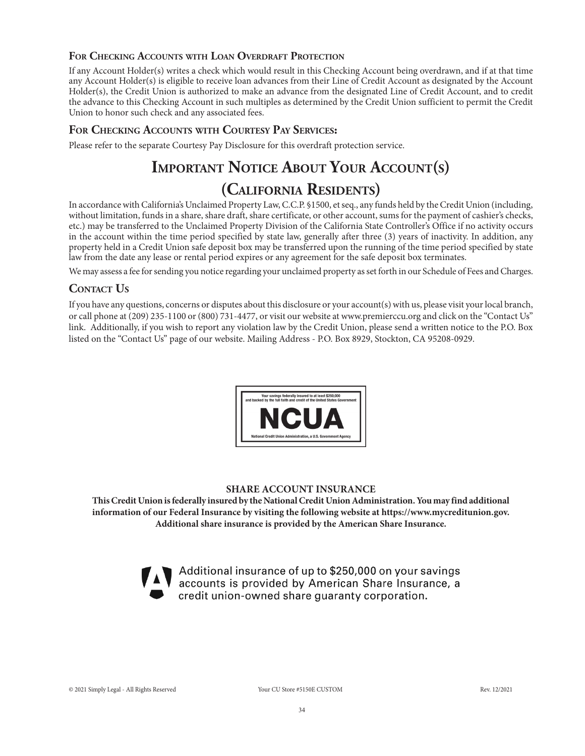### For Checking Accounts with Loan Overdraft Protection

If any Account Holder(s) writes a check which would result in this Checking Account being overdrawn, and if at that time any Account Holder(s) is eligible to receive loan advances from their Line of Credit Account as designated by the Account Holder(s), the Credit Union is authorized to make an advance from the designated Line of Credit Account, and to credit the advance to this Checking Account in such multiples as determined by the Credit Union sufficient to permit the Credit Union to honor such check and any associated fees.

### For Checking Accounts with Courtesy Pay Services:

Please refer to the separate Courtesy Pay Disclosure for this overdraft protection service.

# Important Notice About Your Account(s) (California Residents)

In accordance with California's Unclaimed Property Law, C.C.P. §1500, et seq., any funds held by the Credit Union (including, without limitation, funds in a share, share draft, share certificate, or other account, sums for the payment of cashier's checks, etc.) may be transferred to the Unclaimed Property Division of the California State Controller's Office if no activity occurs in the account within the time period specified by state law, generally after three (3) years of inactivity. In addition, any property held in a Credit Union safe deposit box may be transferred upon the running of the time period specified by state law from the date any lease or rental period expires or any agreement for the safe deposit box terminates.

We may assess a fee for sending you notice regarding your unclaimed property as set forth in our Schedule of Fees and Charges.

## Contact Us

If you have any questions, concerns or disputes about this disclosure or your account(s) with us, please visit your local branch, or call phone at (209) 235-1100 or (800) 731-4477, or visit our website at www.premierccu.org and click on the "Contact Us" link. Additionally, if you wish to report any violation law by the Credit Union, please send a written notice to the P.O. Box listed on the "Contact Us" page of our website. Mailing Address - P.O. Box 8929, Stockton, CA 95208-0929.

Your savings federally insured to at least $250,000 and backed by the full faith and credit of the United States Government

NCUA

National Credit Union Administration, a U.S. Government Agency

**SHARE ACCOUNT INSURANCE**

**This Credit Union is federally insured by the National Credit Union Administration. You may find additional information of our Federal Insurance by visiting the following website at https://www.mycreditunion.gov. Additional share insurance is provided by the American Share Insurance.**

Additional insurance of up to $250,000 on your savings accounts is provided by American Share Insurance, a credit union-owned share guaranty corporation.

© 2021 Simply Legal - All Rights Reserved Your CU Store #5150E CUSTOM Rev. 12/2021